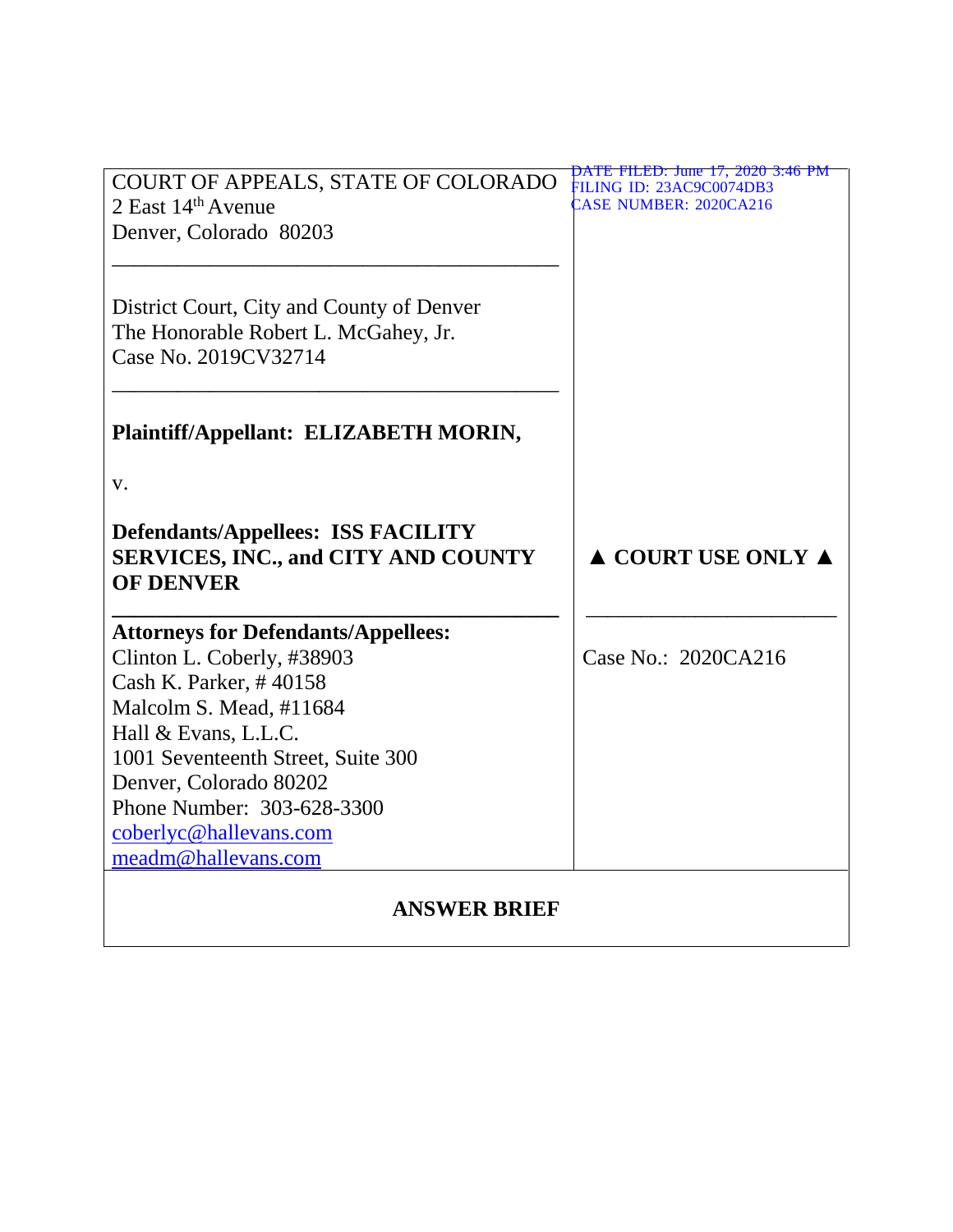COURT OF APPEALS, STATE OF COLORADO
2 East 14th Avenue
Denver, Colorado 80203

DATE FILED: June 17, 2020 3:46 PM
FILING ID: 23AC9C0074DB3
CASE NUMBER: 2020CA216

---

District Court, City and County of Denver
The Honorable Robert L. McGahey, Jr.
Case No. 2019CV32714

---

**Plaintiff/Appellant: ELIZABETH MORIN,**

v.

**Defendants/Appellees: ISS FACILITY SERVICES, INC., and CITY AND COUNTY OF DENVER**

**▲ COURT USE ONLY ▲**

---

**Attorneys for Defendants/Appellees:**
Clinton L. Coberly, #38903
Cash K. Parker, # 40158
Malcolm S. Mead, #11684
Hall & Evans, L.L.C.
1001 Seventeenth Street, Suite 300
Denver, Colorado 80202
Phone Number: 303-628-3300
coberlyc@hallevans.com
meadm@hallevans.com

Case No.: 2020CA216

---

**ANSWER BRIEF**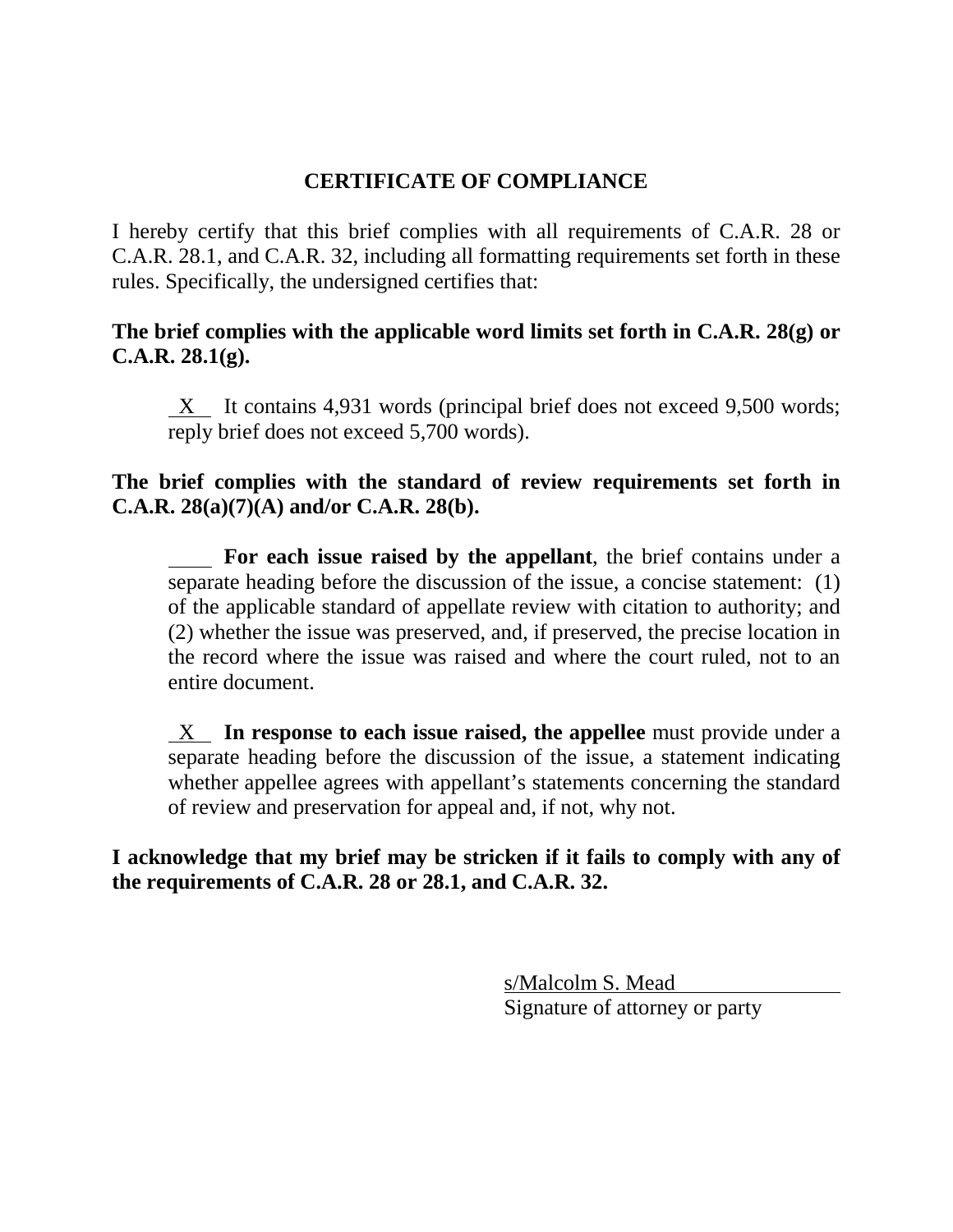# CERTIFICATE OF COMPLIANCE

I hereby certify that this brief complies with all requirements of C.A.R. 28 or C.A.R. 28.1, and C.A.R. 32, including all formatting requirements set forth in these rules. Specifically, the undersigned certifies that:

**The brief complies with the applicable word limits set forth in C.A.R. 28(g) or C.A.R. 28.1(g).**

X It contains 4,931 words (principal brief does not exceed 9,500 words; reply brief does not exceed 5,700 words).

**The brief complies with the standard of review requirements set forth in C.A.R. 28(a)(7)(A) and/or C.A.R. 28(b).**

____ **For each issue raised by the appellant**, the brief contains under a separate heading before the discussion of the issue, a concise statement: (1) of the applicable standard of appellate review with citation to authority; and (2) whether the issue was preserved, and, if preserved, the precise location in the record where the issue was raised and where the court ruled, not to an entire document.

X **In response to each issue raised, the appellee** must provide under a separate heading before the discussion of the issue, a statement indicating whether appellee agrees with appellant's statements concerning the standard of review and preservation for appeal and, if not, why not.

**I acknowledge that my brief may be stricken if it fails to comply with any of the requirements of C.A.R. 28 or 28.1, and C.A.R. 32.**

s/Malcolm S. Mead
Signature of attorney or party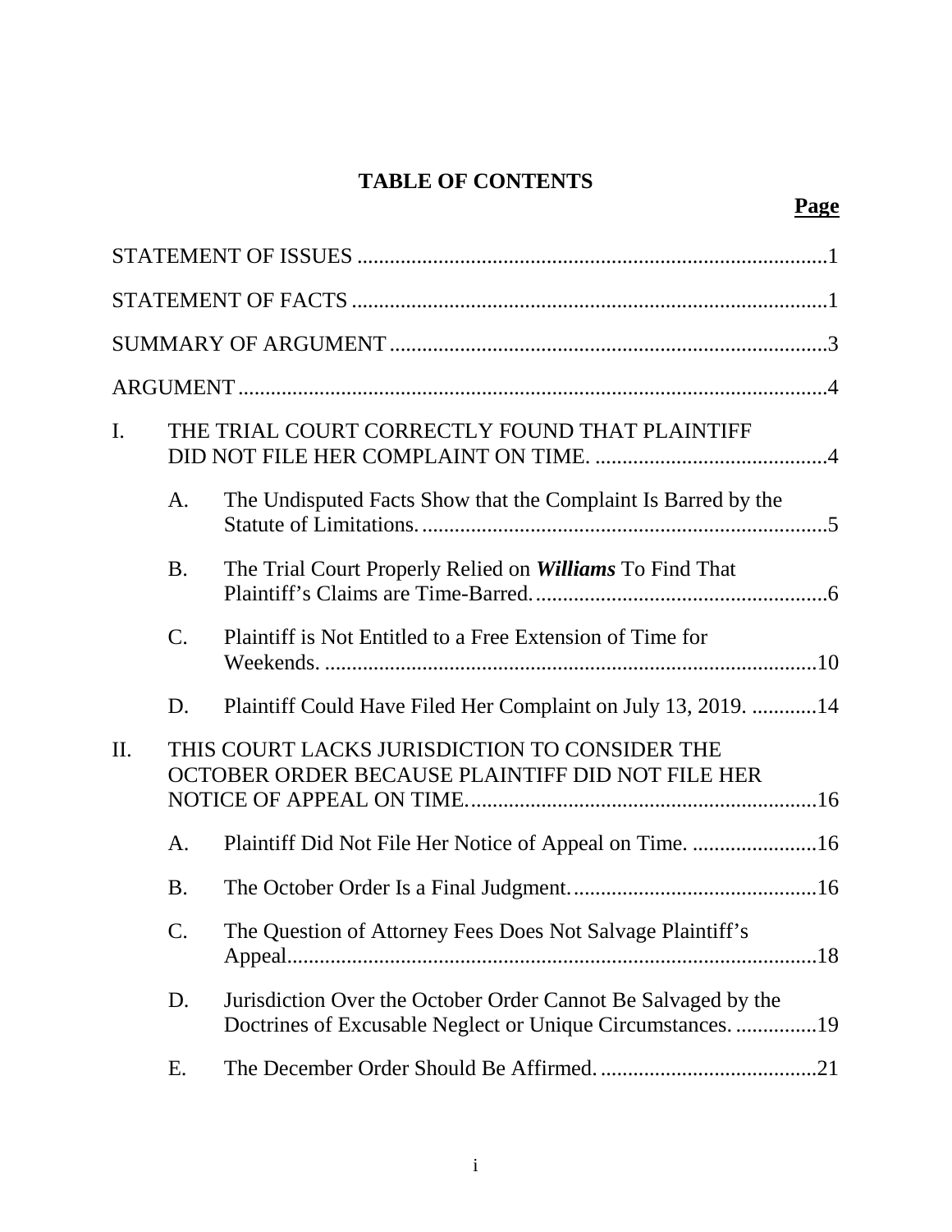# TABLE OF CONTENTS

**Page**

STATEMENT OF ISSUES ....................................................................................1

STATEMENT OF FACTS .....................................................................................1

SUMMARY OF ARGUMENT ...............................................................................3

ARGUMENT ..........................................................................................................4

I. THE TRIAL COURT CORRECTLY FOUND THAT PLAINTIFF DID NOT FILE HER COMPLAINT ON TIME. ..........................................4

   A. The Undisputed Facts Show that the Complaint Is Barred by the Statute of Limitations. ..........................................................................5

   B. The Trial Court Properly Relied on ***Williams*** To Find That Plaintiff's Claims are Time-Barred. ......................................................6

   C. Plaintiff is Not Entitled to a Free Extension of Time for Weekends. ..........................................................................................10

   D. Plaintiff Could Have Filed Her Complaint on July 13, 2019. ............14

II. THIS COURT LACKS JURISDICTION TO CONSIDER THE OCTOBER ORDER BECAUSE PLAINTIFF DID NOT FILE HER NOTICE OF APPEAL ON TIME. ...............................................................16

   A. Plaintiff Did Not File Her Notice of Appeal on Time. .......................16

   B. The October Order Is a Final Judgment. .............................................16

   C. The Question of Attorney Fees Does Not Salvage Plaintiff's Appeal. ................................................................................................18

   D. Jurisdiction Over the October Order Cannot Be Salvaged by the Doctrines of Excusable Neglect or Unique Circumstances. ...............19

   E. The December Order Should Be Affirmed. ........................................21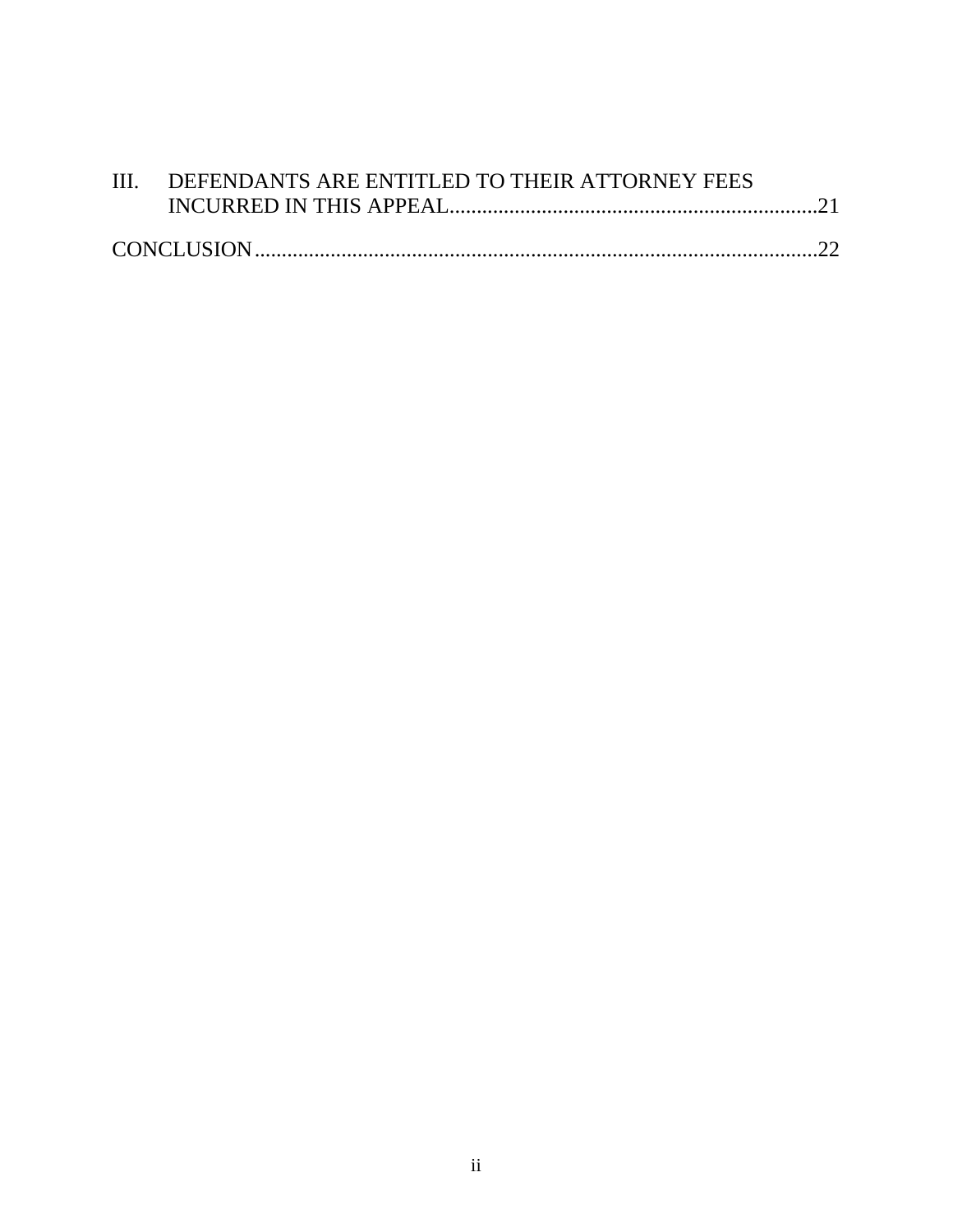III. DEFENDANTS ARE ENTITLED TO THEIR ATTORNEY FEES INCURRED IN THIS APPEAL.....21

CONCLUSION.....22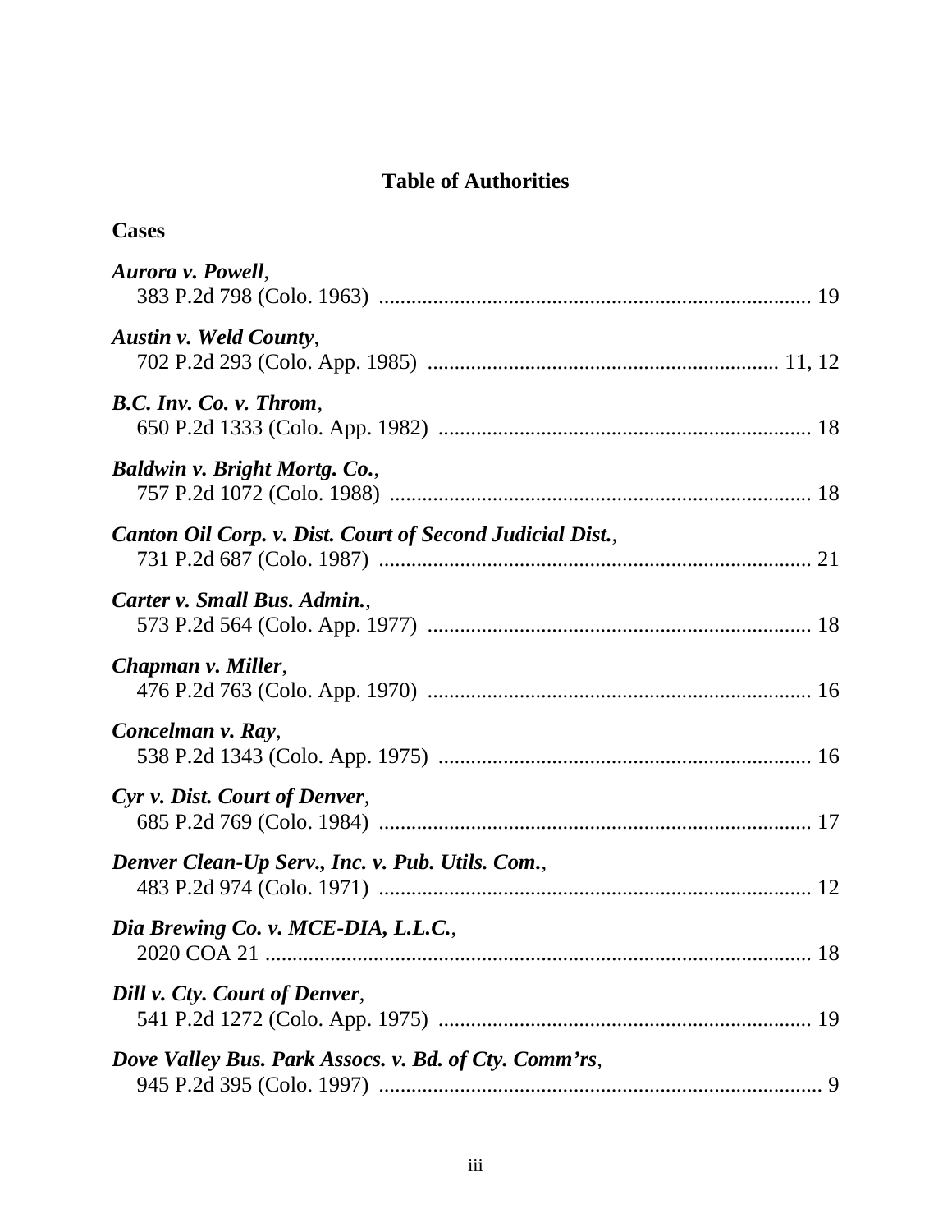# Table of Authorities

## Cases

***Aurora v. Powell***,
383 P.2d 798 (Colo. 1963) ................................................................................ 19

***Austin v. Weld County***,
702 P.2d 293 (Colo. App. 1985) ................................................................ 11, 12

***B.C. Inv. Co. v. Throm***,
650 P.2d 1333 (Colo. App. 1982) .................................................................... 18

***Baldwin v. Bright Mortg. Co.***,
757 P.2d 1072 (Colo. 1988) .............................................................................. 18

***Canton Oil Corp. v. Dist. Court of Second Judicial Dist.***,
731 P.2d 687 (Colo. 1987) ................................................................................ 21

***Carter v. Small Bus. Admin.***,
573 P.2d 564 (Colo. App. 1977) ...................................................................... 18

***Chapman v. Miller***,
476 P.2d 763 (Colo. App. 1970) ...................................................................... 16

***Concelman v. Ray***,
538 P.2d 1343 (Colo. App. 1975) .................................................................... 16

***Cyr v. Dist. Court of Denver***,
685 P.2d 769 (Colo. 1984) ................................................................................ 17

***Denver Clean-Up Serv., Inc. v. Pub. Utils. Com.***,
483 P.2d 974 (Colo. 1971) ................................................................................ 12

***Dia Brewing Co. v. MCE-DIA, L.L.C.***,
2020 COA 21 ..................................................................................................... 18

***Dill v. Cty. Court of Denver***,
541 P.2d 1272 (Colo. App. 1975) .................................................................... 19

***Dove Valley Bus. Park Assocs. v. Bd. of Cty. Comm'rs***,
945 P.2d 395 (Colo. 1997) .................................................................................. 9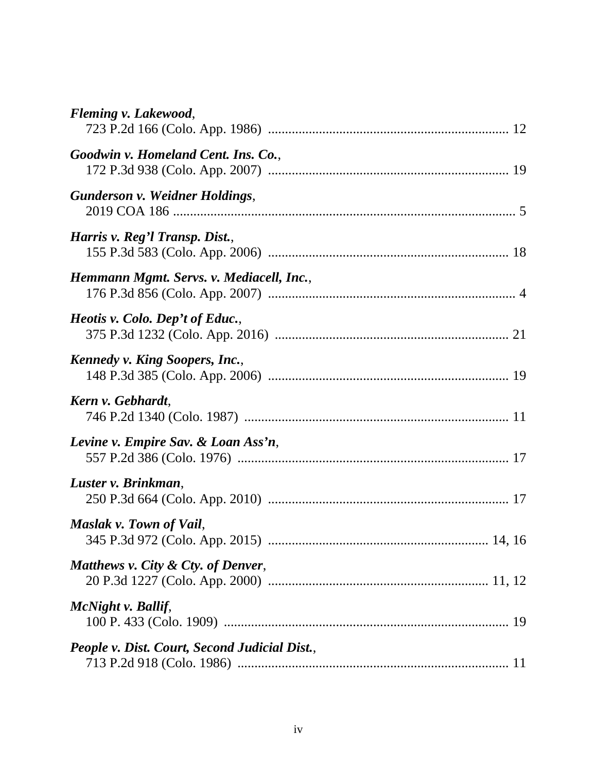***Fleming v. Lakewood***,
723 P.2d 166 (Colo. App. 1986) ....................................................................... 12

***Goodwin v. Homeland Cent. Ins. Co.***,
172 P.3d 938 (Colo. App. 2007) ....................................................................... 19

***Gunderson v. Weidner Holdings***,
2019 COA 186 ..................................................................................................... 5

***Harris v. Reg'l Transp. Dist.***,
155 P.3d 583 (Colo. App. 2006) ....................................................................... 18

***Hemmann Mgmt. Servs. v. Mediacell, Inc.***,
176 P.3d 856 (Colo. App. 2007) ......................................................................... 4

***Heotis v. Colo. Dep't of Educ.***,
375 P.3d 1232 (Colo. App. 2016) ..................................................................... 21

***Kennedy v. King Soopers, Inc.***,
148 P.3d 385 (Colo. App. 2006) ....................................................................... 19

***Kern v. Gebhardt***,
746 P.2d 1340 (Colo. 1987) .............................................................................. 11

***Levine v. Empire Sav. & Loan Ass'n***,
557 P.2d 386 (Colo. 1976) ................................................................................ 17

***Luster v. Brinkman***,
250 P.3d 664 (Colo. App. 2010) ....................................................................... 17

***Maslak v. Town of Vail***,
345 P.3d 972 (Colo. App. 2015) ................................................................. 14, 16

***Matthews v. City & Cty. of Denver***,
20 P.3d 1227 (Colo. App. 2000) ................................................................. 11, 12

***McNight v. Ballif***,
100 P. 433 (Colo. 1909) .................................................................................... 19

***People v. Dist. Court, Second Judicial Dist.***,
713 P.2d 918 (Colo. 1986) ................................................................................ 11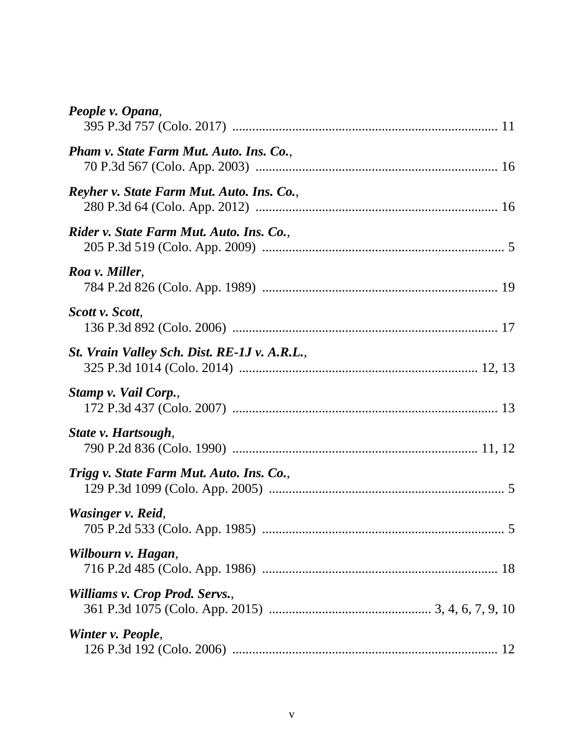***People v. Opana***,
395 P.3d 757 (Colo. 2017) ................................................................................ 11

***Pham v. State Farm Mut. Auto. Ins. Co.***,
70 P.3d 567 (Colo. App. 2003) ......................................................................... 16

***Reyher v. State Farm Mut. Auto. Ins. Co.***,
280 P.3d 64 (Colo. App. 2012) ......................................................................... 16

***Rider v. State Farm Mut. Auto. Ins. Co.***,
205 P.3d 519 (Colo. App. 2009) ......................................................................... 5

***Roa v. Miller***,
784 P.2d 826 (Colo. App. 1989) ....................................................................... 19

***Scott v. Scott***,
136 P.3d 892 (Colo. 2006) ................................................................................ 17

***St. Vrain Valley Sch. Dist. RE-1J v. A.R.L.***,
325 P.3d 1014 (Colo. 2014) ....................................................................... 12, 13

***Stamp v. Vail Corp.***,
172 P.3d 437 (Colo. 2007) ................................................................................ 13

***State v. Hartsough***,
790 P.2d 836 (Colo. 1990) ......................................................................... 11, 12

***Trigg v. State Farm Mut. Auto. Ins. Co.***,
129 P.3d 1099 (Colo. App. 2005) ....................................................................... 5

***Wasinger v. Reid***,
705 P.2d 533 (Colo. App. 1985) ......................................................................... 5

***Wilbourn v. Hagan***,
716 P.2d 485 (Colo. App. 1986) ....................................................................... 18

***Williams v. Crop Prod. Servs.***,
361 P.3d 1075 (Colo. App. 2015) ................................................ 3, 4, 6, 7, 9, 10

***Winter v. People***,
126 P.3d 192 (Colo. 2006) ................................................................................ 12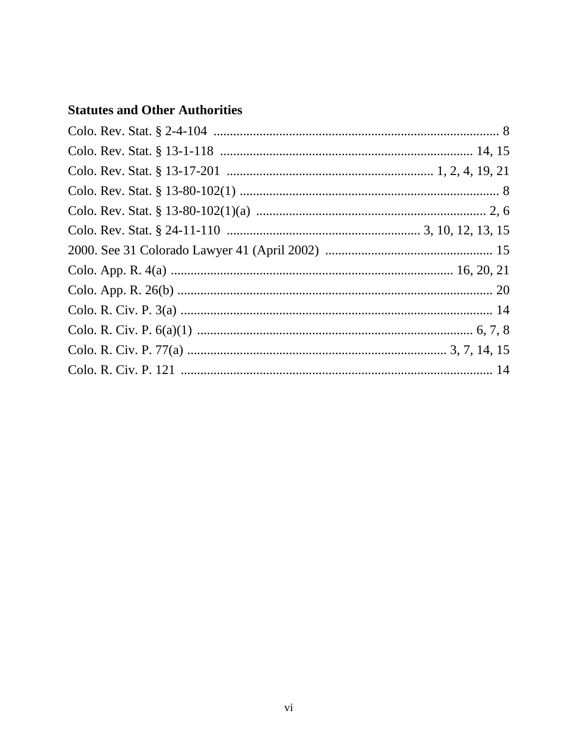**Statutes and Other Authorities**

Colo. Rev. Stat. § 2-4-104 ........................................................................................ 8

Colo. Rev. Stat. § 13-1-118 ............................................................................ 14, 15

Colo. Rev. Stat. § 13-17-201 ............................................................... 1, 2, 4, 19, 21

Colo. Rev. Stat. § 13-80-102(1) ............................................................................... 8

Colo. Rev. Stat. § 13-80-102(1)(a) ..................................................................... 2, 6

Colo. Rev. Stat. § 24-11-110 ........................................................... 3, 10, 12, 13, 15

2000. See 31 Colorado Lawyer 41 (April 2002) ................................................... 15

Colo. App. R. 4(a) .................................................................................... 16, 20, 21

Colo. App. R. 26(b) ................................................................................................ 20

Colo. R. Civ. P. 3(a) ............................................................................................... 14

Colo. R. Civ. P. 6(a)(1) .................................................................................... 6, 7, 8

Colo. R. Civ. P. 77(a) ............................................................................. 3, 7, 14, 15

Colo. R. Civ. P. 121 ............................................................................................... 14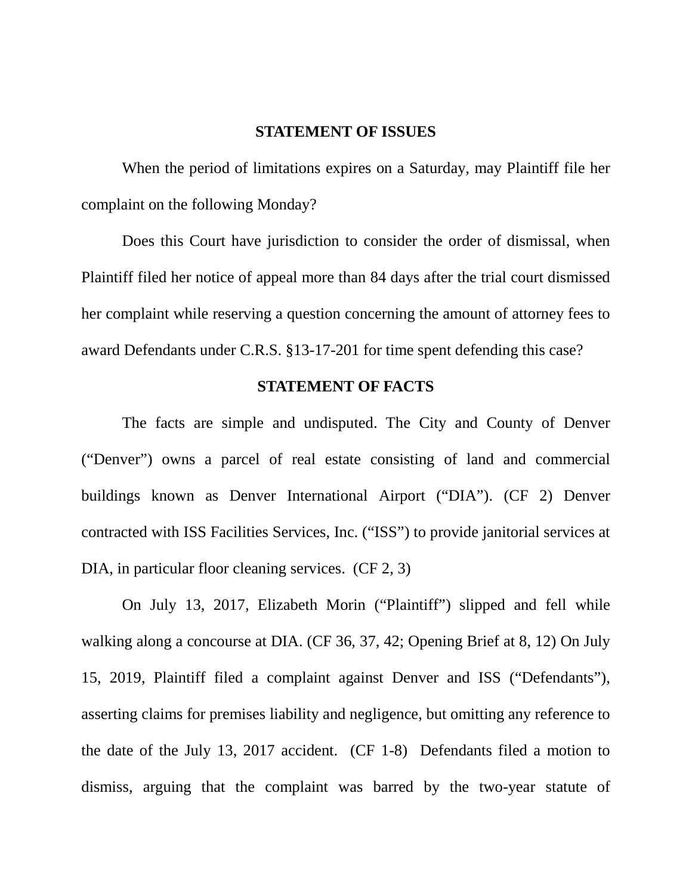## STATEMENT OF ISSUES

When the period of limitations expires on a Saturday, may Plaintiff file her complaint on the following Monday?

Does this Court have jurisdiction to consider the order of dismissal, when Plaintiff filed her notice of appeal more than 84 days after the trial court dismissed her complaint while reserving a question concerning the amount of attorney fees to award Defendants under C.R.S. §13-17-201 for time spent defending this case?

## STATEMENT OF FACTS

The facts are simple and undisputed. The City and County of Denver ("Denver") owns a parcel of real estate consisting of land and commercial buildings known as Denver International Airport ("DIA"). (CF 2) Denver contracted with ISS Facilities Services, Inc. ("ISS") to provide janitorial services at DIA, in particular floor cleaning services. (CF 2, 3)

On July 13, 2017, Elizabeth Morin ("Plaintiff") slipped and fell while walking along a concourse at DIA. (CF 36, 37, 42; Opening Brief at 8, 12) On July 15, 2019, Plaintiff filed a complaint against Denver and ISS ("Defendants"), asserting claims for premises liability and negligence, but omitting any reference to the date of the July 13, 2017 accident. (CF 1-8) Defendants filed a motion to dismiss, arguing that the complaint was barred by the two-year statute of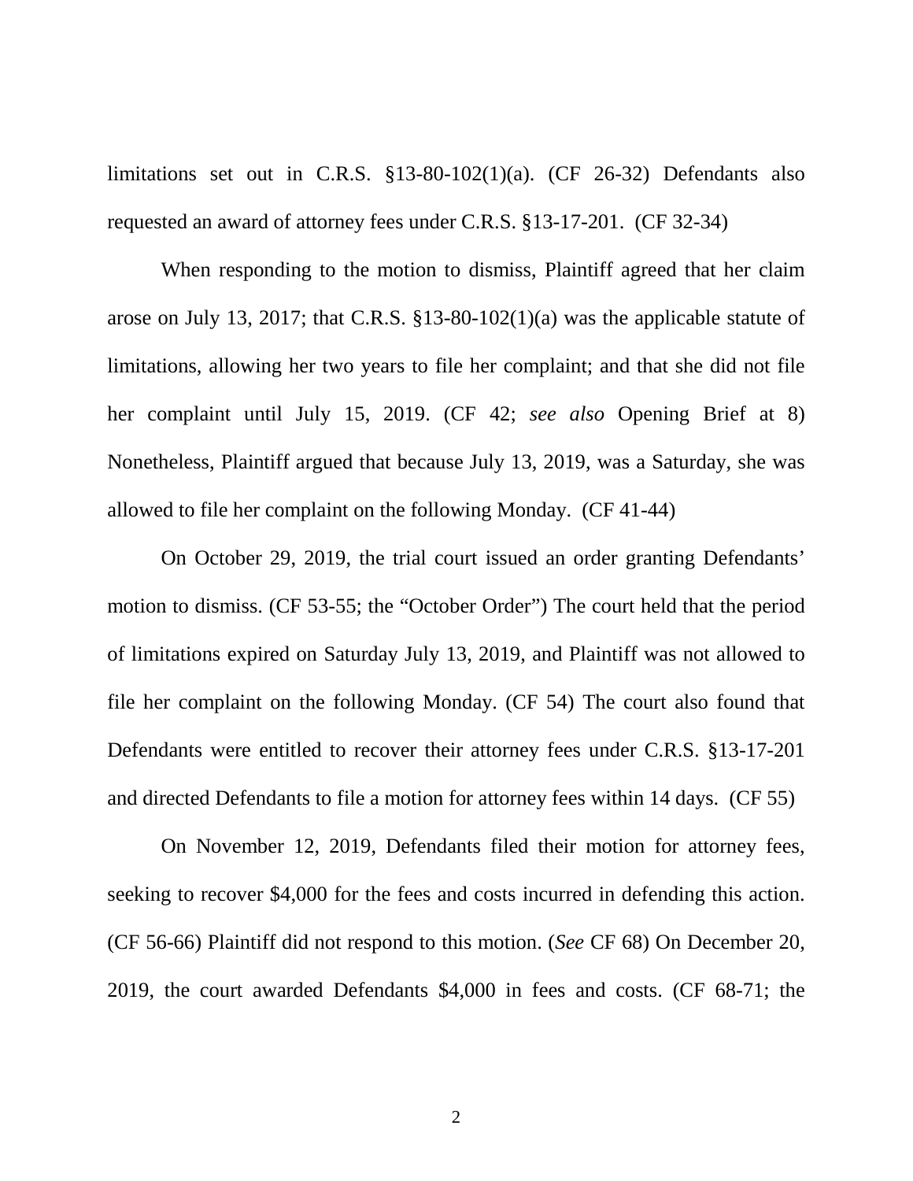limitations set out in C.R.S. §13-80-102(1)(a). (CF 26-32) Defendants also requested an award of attorney fees under C.R.S. §13-17-201. (CF 32-34)

When responding to the motion to dismiss, Plaintiff agreed that her claim arose on July 13, 2017; that C.R.S. §13-80-102(1)(a) was the applicable statute of limitations, allowing her two years to file her complaint; and that she did not file her complaint until July 15, 2019. (CF 42; *see also* Opening Brief at 8) Nonetheless, Plaintiff argued that because July 13, 2019, was a Saturday, she was allowed to file her complaint on the following Monday. (CF 41-44)

On October 29, 2019, the trial court issued an order granting Defendants' motion to dismiss. (CF 53-55; the "October Order") The court held that the period of limitations expired on Saturday July 13, 2019, and Plaintiff was not allowed to file her complaint on the following Monday. (CF 54) The court also found that Defendants were entitled to recover their attorney fees under C.R.S. §13-17-201 and directed Defendants to file a motion for attorney fees within 14 days. (CF 55)

On November 12, 2019, Defendants filed their motion for attorney fees, seeking to recover $4,000 for the fees and costs incurred in defending this action. (CF 56-66) Plaintiff did not respond to this motion. (*See* CF 68) On December 20, 2019, the court awarded Defendants $4,000 in fees and costs. (CF 68-71; the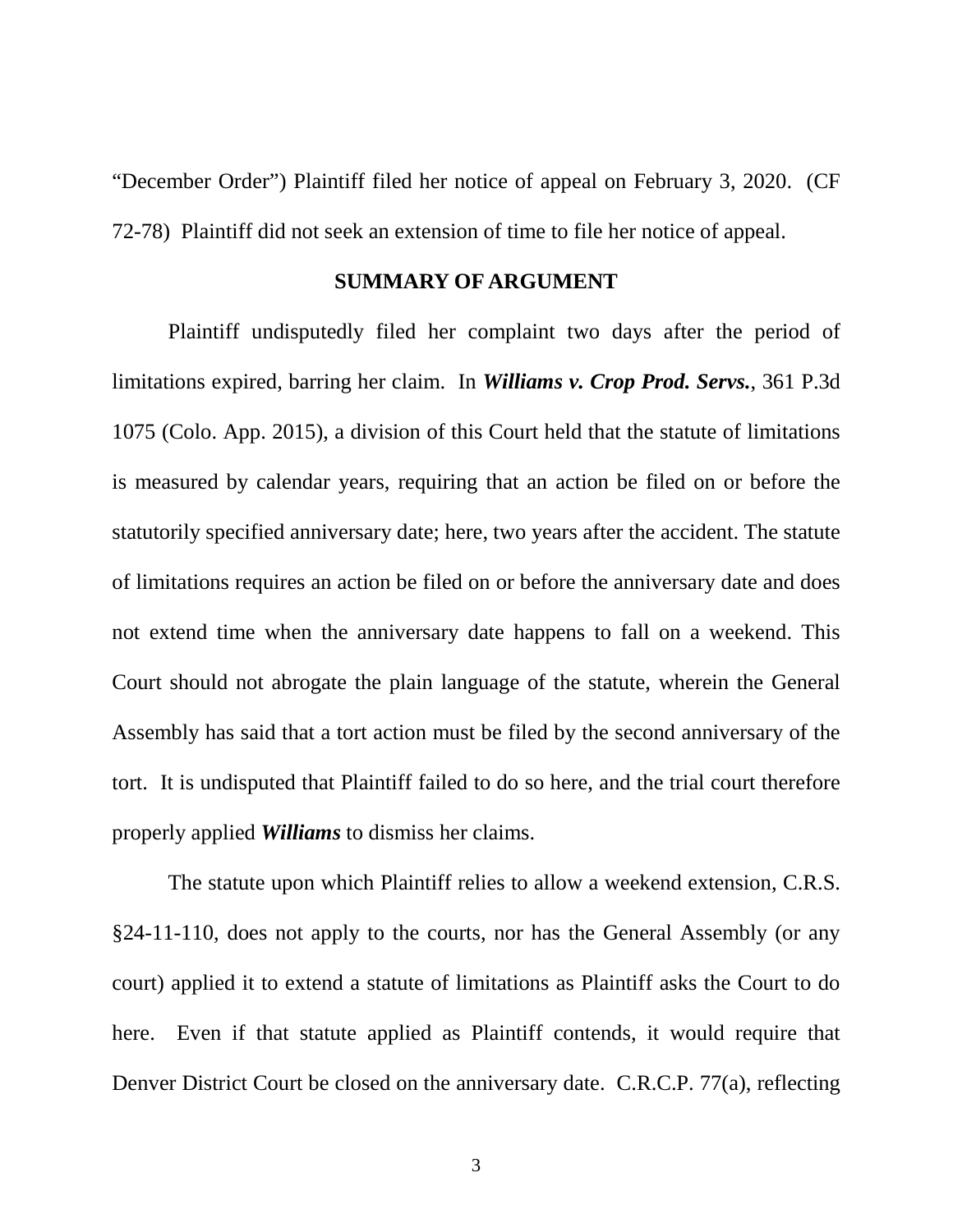"December Order") Plaintiff filed her notice of appeal on February 3, 2020. (CF 72-78) Plaintiff did not seek an extension of time to file her notice of appeal.

## SUMMARY OF ARGUMENT

Plaintiff undisputedly filed her complaint two days after the period of limitations expired, barring her claim. In ***Williams v. Crop Prod. Servs.***, 361 P.3d 1075 (Colo. App. 2015), a division of this Court held that the statute of limitations is measured by calendar years, requiring that an action be filed on or before the statutorily specified anniversary date; here, two years after the accident. The statute of limitations requires an action be filed on or before the anniversary date and does not extend time when the anniversary date happens to fall on a weekend. This Court should not abrogate the plain language of the statute, wherein the General Assembly has said that a tort action must be filed by the second anniversary of the tort. It is undisputed that Plaintiff failed to do so here, and the trial court therefore properly applied ***Williams*** to dismiss her claims.

The statute upon which Plaintiff relies to allow a weekend extension, C.R.S. §24-11-110, does not apply to the courts, nor has the General Assembly (or any court) applied it to extend a statute of limitations as Plaintiff asks the Court to do here. Even if that statute applied as Plaintiff contends, it would require that Denver District Court be closed on the anniversary date. C.R.C.P. 77(a), reflecting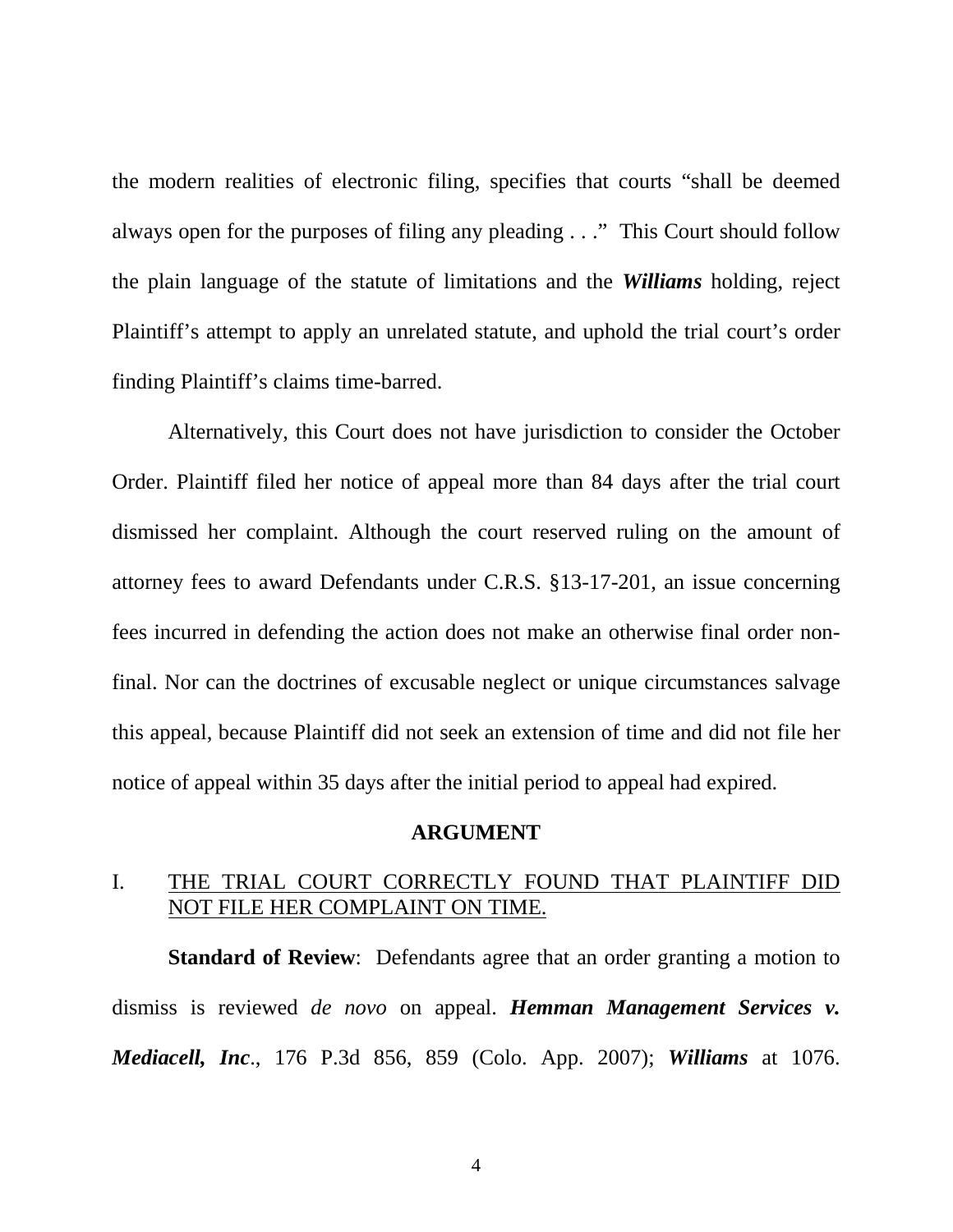the modern realities of electronic filing, specifies that courts "shall be deemed always open for the purposes of filing any pleading . . ." This Court should follow the plain language of the statute of limitations and the ***Williams*** holding, reject Plaintiff's attempt to apply an unrelated statute, and uphold the trial court's order finding Plaintiff's claims time-barred.

Alternatively, this Court does not have jurisdiction to consider the October Order. Plaintiff filed her notice of appeal more than 84 days after the trial court dismissed her complaint. Although the court reserved ruling on the amount of attorney fees to award Defendants under C.R.S. §13-17-201, an issue concerning fees incurred in defending the action does not make an otherwise final order non-final. Nor can the doctrines of excusable neglect or unique circumstances salvage this appeal, because Plaintiff did not seek an extension of time and did not file her notice of appeal within 35 days after the initial period to appeal had expired.

## ARGUMENT

### I. THE TRIAL COURT CORRECTLY FOUND THAT PLAINTIFF DID NOT FILE HER COMPLAINT ON TIME.

**Standard of Review**: Defendants agree that an order granting a motion to dismiss is reviewed *de novo* on appeal. ***Hemman Management Services v. Mediacell, Inc***., 176 P.3d 856, 859 (Colo. App. 2007); ***Williams*** at 1076.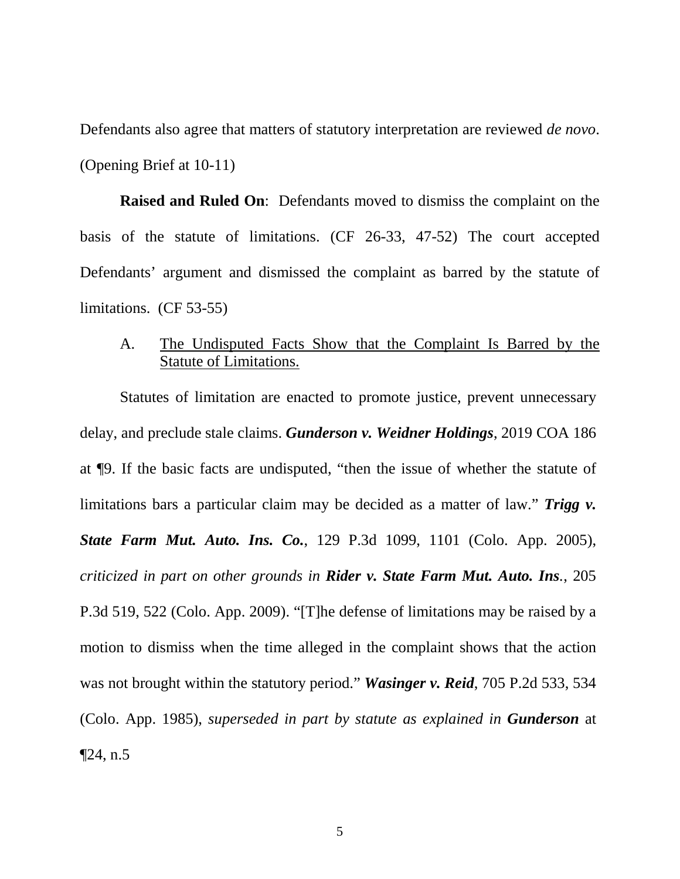Defendants also agree that matters of statutory interpretation are reviewed *de novo*. (Opening Brief at 10-11)

**Raised and Ruled On**: Defendants moved to dismiss the complaint on the basis of the statute of limitations. (CF 26-33, 47-52) The court accepted Defendants' argument and dismissed the complaint as barred by the statute of limitations. (CF 53-55)

A. <u>The Undisputed Facts Show that the Complaint Is Barred by the Statute of Limitations.</u>

Statutes of limitation are enacted to promote justice, prevent unnecessary delay, and preclude stale claims. ***Gunderson v. Weidner Holdings***, 2019 COA 186 at ¶9. If the basic facts are undisputed, "then the issue of whether the statute of limitations bars a particular claim may be decided as a matter of law." ***Trigg v. State Farm Mut. Auto. Ins. Co.***, 129 P.3d 1099, 1101 (Colo. App. 2005), *criticized in part on other grounds in* ***Rider v. State Farm Mut. Auto. Ins.***, 205 P.3d 519, 522 (Colo. App. 2009). "[T]he defense of limitations may be raised by a motion to dismiss when the time alleged in the complaint shows that the action was not brought within the statutory period." ***Wasinger v. Reid***, 705 P.2d 533, 534 (Colo. App. 1985), *superseded in part by statute as explained in* ***Gunderson*** at ¶24, n.5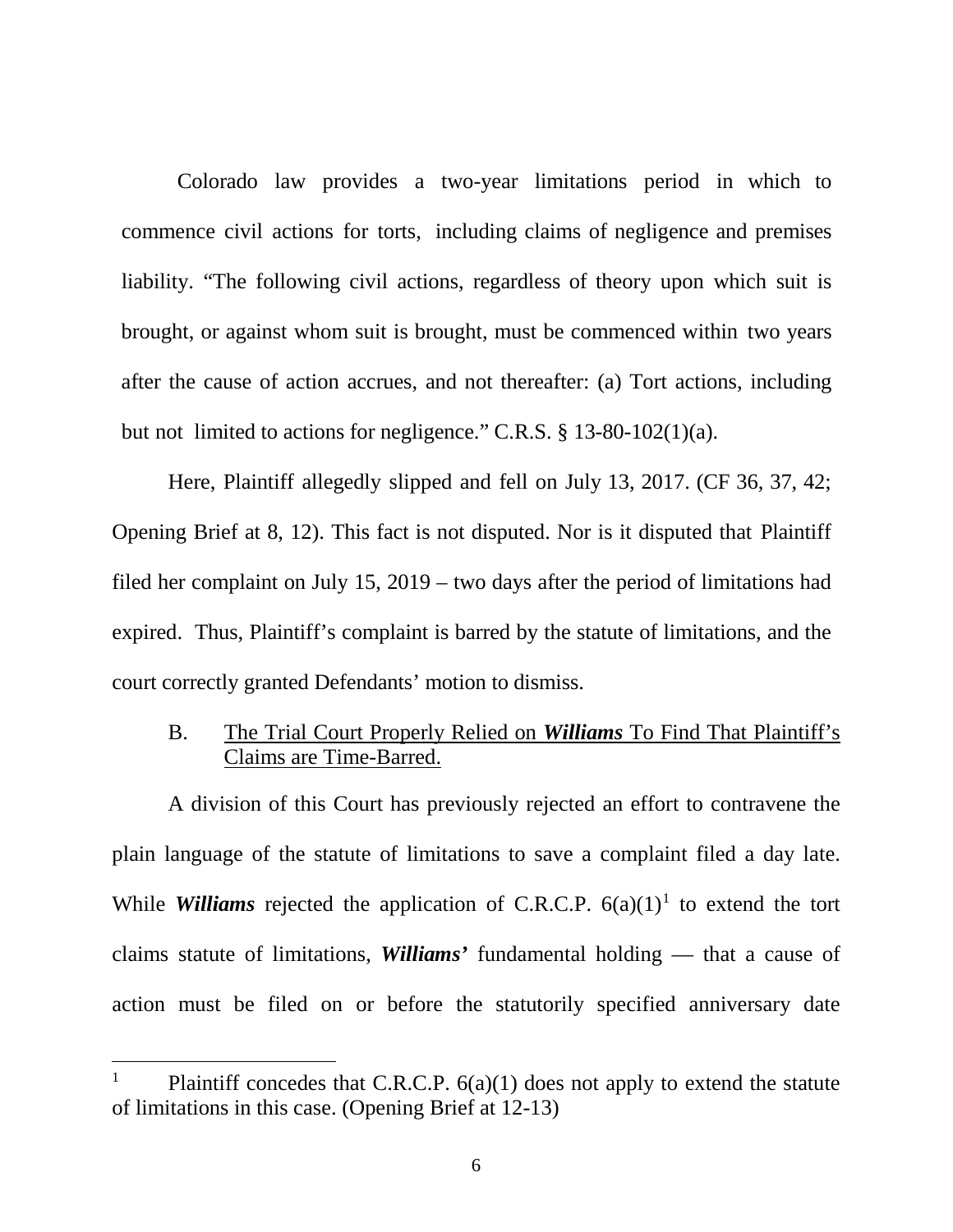Colorado law provides a two-year limitations period in which to commence civil actions for torts, including claims of negligence and premises liability. "The following civil actions, regardless of theory upon which suit is brought, or against whom suit is brought, must be commenced within two years after the cause of action accrues, and not thereafter: (a) Tort actions, including but not limited to actions for negligence." C.R.S. § 13-80-102(1)(a).

Here, Plaintiff allegedly slipped and fell on July 13, 2017. (CF 36, 37, 42; Opening Brief at 8, 12). This fact is not disputed. Nor is it disputed that Plaintiff filed her complaint on July 15, 2019 – two days after the period of limitations had expired. Thus, Plaintiff's complaint is barred by the statute of limitations, and the court correctly granted Defendants' motion to dismiss.

### B. The Trial Court Properly Relied on ***Williams*** To Find That Plaintiff's Claims are Time-Barred.

A division of this Court has previously rejected an effort to contravene the plain language of the statute of limitations to save a complaint filed a day late. While ***Williams*** rejected the application of C.R.C.P. 6(a)(1)[1] to extend the tort claims statute of limitations, ***Williams'*** fundamental holding — that a cause of action must be filed on or before the statutorily specified anniversary date

[1] Plaintiff concedes that C.R.C.P. 6(a)(1) does not apply to extend the statute of limitations in this case. (Opening Brief at 12-13)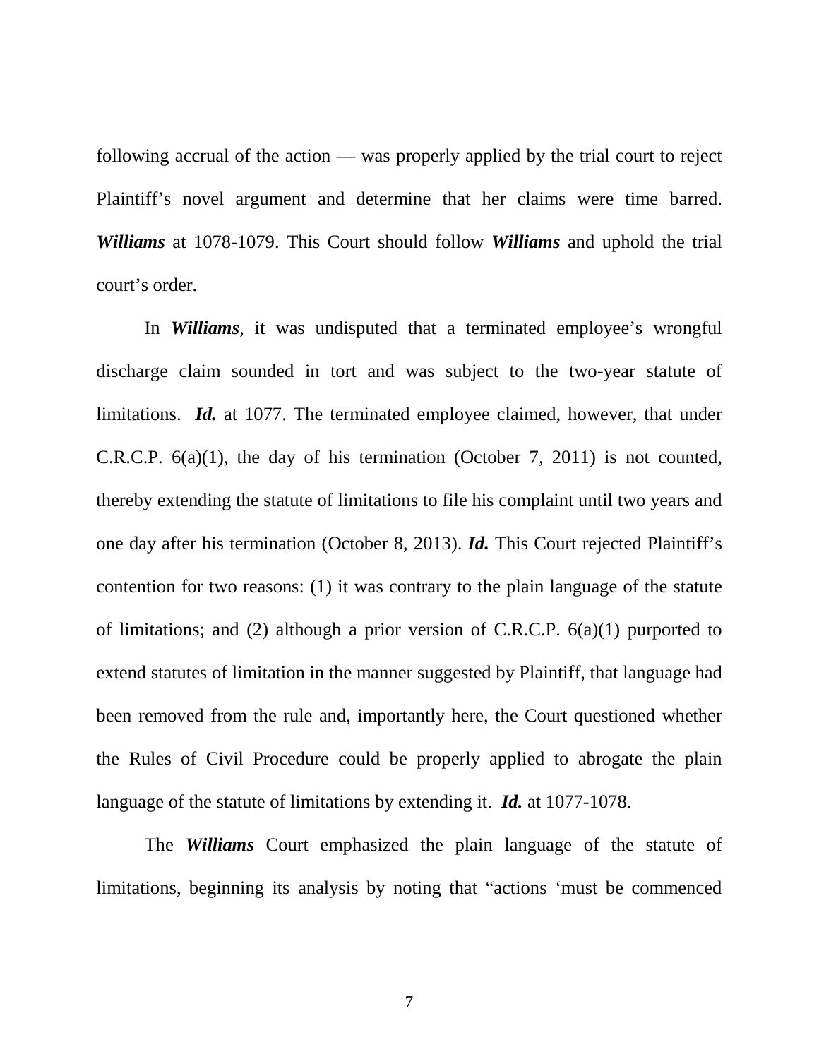following accrual of the action — was properly applied by the trial court to reject Plaintiff's novel argument and determine that her claims were time barred. ***Williams*** at 1078-1079. This Court should follow ***Williams*** and uphold the trial court's order.

In ***Williams***, it was undisputed that a terminated employee's wrongful discharge claim sounded in tort and was subject to the two-year statute of limitations. ***Id.*** at 1077. The terminated employee claimed, however, that under C.R.C.P. 6(a)(1), the day of his termination (October 7, 2011) is not counted, thereby extending the statute of limitations to file his complaint until two years and one day after his termination (October 8, 2013). ***Id.*** This Court rejected Plaintiff's contention for two reasons: (1) it was contrary to the plain language of the statute of limitations; and (2) although a prior version of C.R.C.P. 6(a)(1) purported to extend statutes of limitation in the manner suggested by Plaintiff, that language had been removed from the rule and, importantly here, the Court questioned whether the Rules of Civil Procedure could be properly applied to abrogate the plain language of the statute of limitations by extending it. ***Id.*** at 1077-1078.

The ***Williams*** Court emphasized the plain language of the statute of limitations, beginning its analysis by noting that "actions 'must be commenced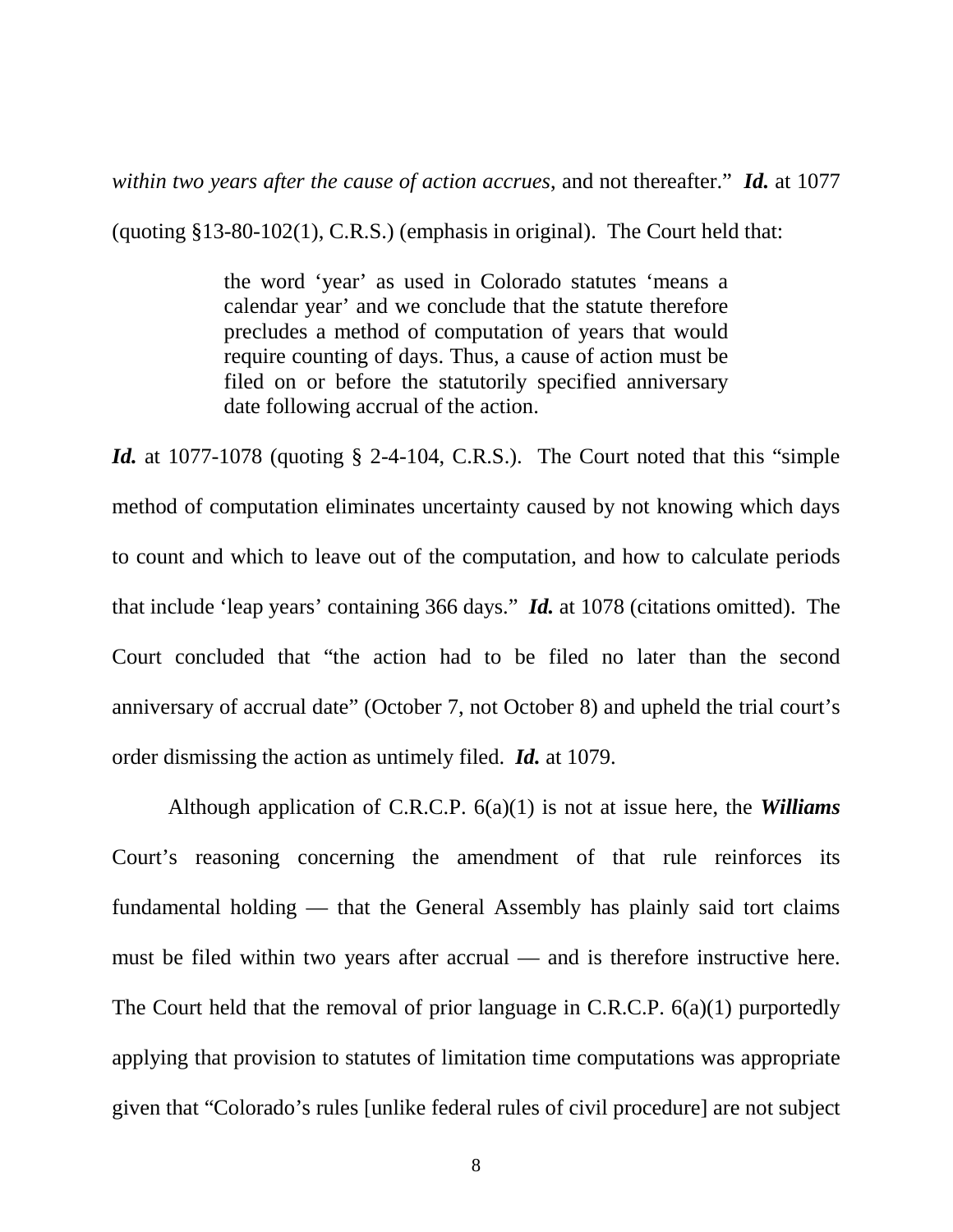*within two years after the cause of action accrues*, and not thereafter." ***Id.*** at 1077 (quoting §13-80-102(1), C.R.S.) (emphasis in original). The Court held that:

> the word 'year' as used in Colorado statutes 'means a calendar year' and we conclude that the statute therefore precludes a method of computation of years that would require counting of days. Thus, a cause of action must be filed on or before the statutorily specified anniversary date following accrual of the action.

***Id.*** at 1077-1078 (quoting § 2-4-104, C.R.S.). The Court noted that this "simple method of computation eliminates uncertainty caused by not knowing which days to count and which to leave out of the computation, and how to calculate periods that include 'leap years' containing 366 days." ***Id.*** at 1078 (citations omitted). The Court concluded that "the action had to be filed no later than the second anniversary of accrual date" (October 7, not October 8) and upheld the trial court's order dismissing the action as untimely filed. ***Id.*** at 1079.

Although application of C.R.C.P. 6(a)(1) is not at issue here, the ***Williams*** Court's reasoning concerning the amendment of that rule reinforces its fundamental holding — that the General Assembly has plainly said tort claims must be filed within two years after accrual — and is therefore instructive here. The Court held that the removal of prior language in C.R.C.P. 6(a)(1) purportedly applying that provision to statutes of limitation time computations was appropriate given that "Colorado's rules [unlike federal rules of civil procedure] are not subject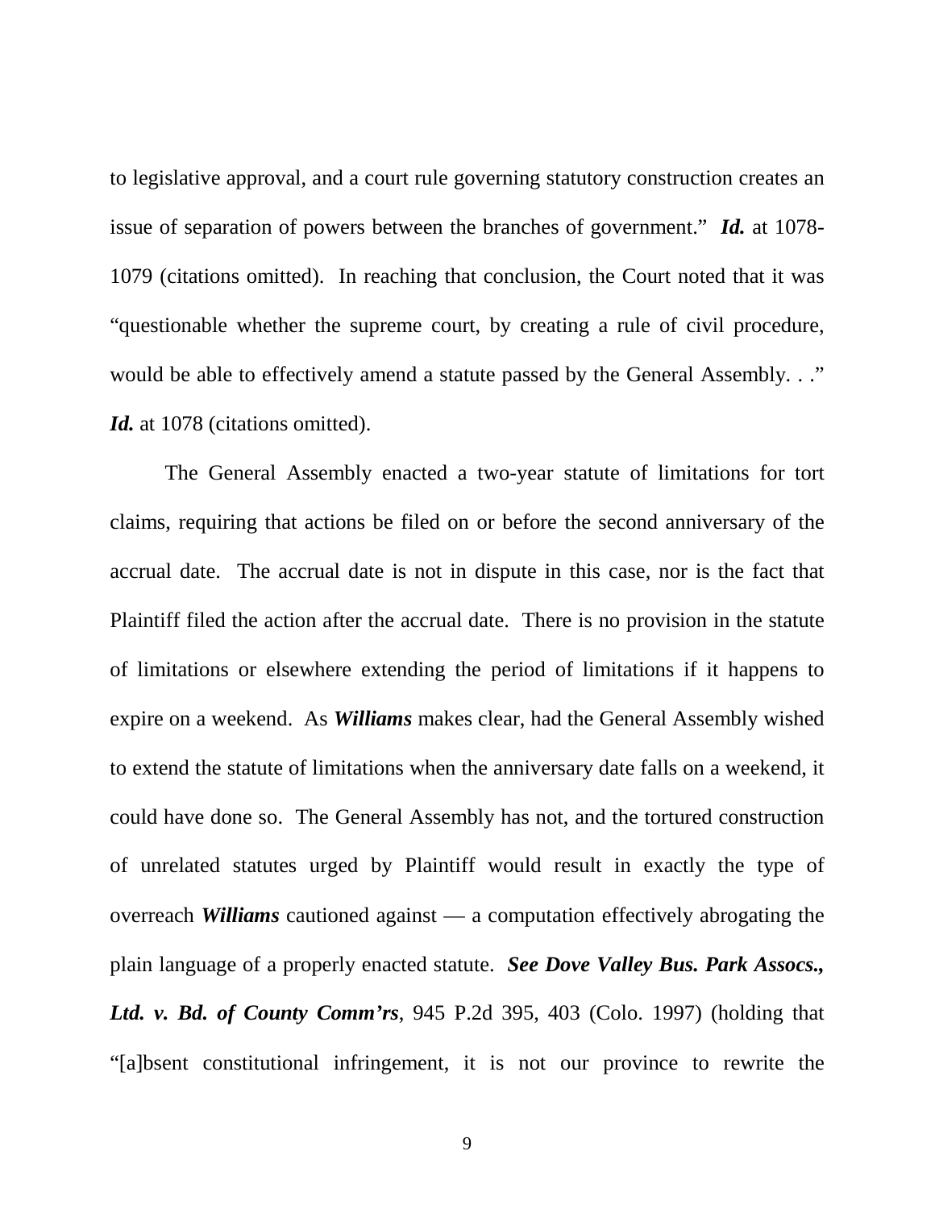to legislative approval, and a court rule governing statutory construction creates an issue of separation of powers between the branches of government." ***Id.*** at 1078-1079 (citations omitted). In reaching that conclusion, the Court noted that it was "questionable whether the supreme court, by creating a rule of civil procedure, would be able to effectively amend a statute passed by the General Assembly. . ." ***Id.*** at 1078 (citations omitted).

The General Assembly enacted a two-year statute of limitations for tort claims, requiring that actions be filed on or before the second anniversary of the accrual date. The accrual date is not in dispute in this case, nor is the fact that Plaintiff filed the action after the accrual date. There is no provision in the statute of limitations or elsewhere extending the period of limitations if it happens to expire on a weekend. As ***Williams*** makes clear, had the General Assembly wished to extend the statute of limitations when the anniversary date falls on a weekend, it could have done so. The General Assembly has not, and the tortured construction of unrelated statutes urged by Plaintiff would result in exactly the type of overreach ***Williams*** cautioned against — a computation effectively abrogating the plain language of a properly enacted statute. ***See Dove Valley Bus. Park Assocs., Ltd. v. Bd. of County Comm'rs***, 945 P.2d 395, 403 (Colo. 1997) (holding that "[a]bsent constitutional infringement, it is not our province to rewrite the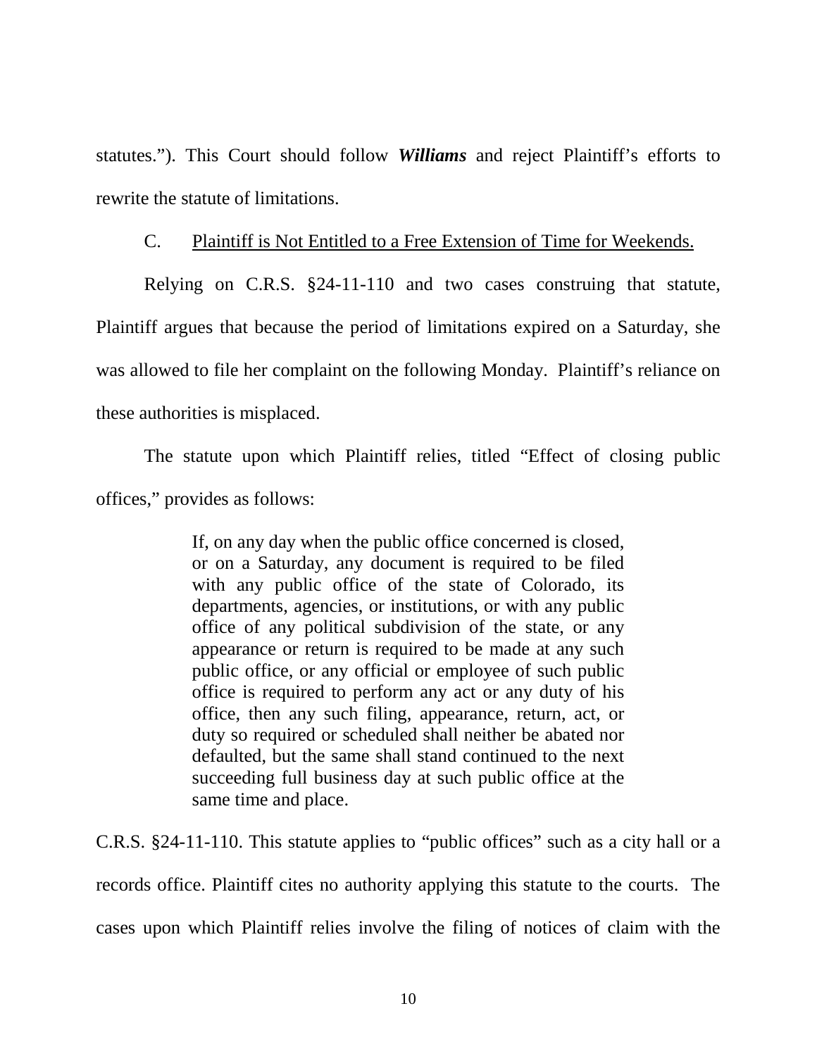statutes."). This Court should follow ***Williams*** and reject Plaintiff's efforts to rewrite the statute of limitations.

C. Plaintiff is Not Entitled to a Free Extension of Time for Weekends.

Relying on C.R.S. §24-11-110 and two cases construing that statute, Plaintiff argues that because the period of limitations expired on a Saturday, she was allowed to file her complaint on the following Monday. Plaintiff's reliance on these authorities is misplaced.

The statute upon which Plaintiff relies, titled "Effect of closing public offices," provides as follows:

> If, on any day when the public office concerned is closed, or on a Saturday, any document is required to be filed with any public office of the state of Colorado, its departments, agencies, or institutions, or with any public office of any political subdivision of the state, or any appearance or return is required to be made at any such public office, or any official or employee of such public office is required to perform any act or any duty of his office, then any such filing, appearance, return, act, or duty so required or scheduled shall neither be abated nor defaulted, but the same shall stand continued to the next succeeding full business day at such public office at the same time and place.

C.R.S. §24-11-110. This statute applies to "public offices" such as a city hall or a records office. Plaintiff cites no authority applying this statute to the courts. The cases upon which Plaintiff relies involve the filing of notices of claim with the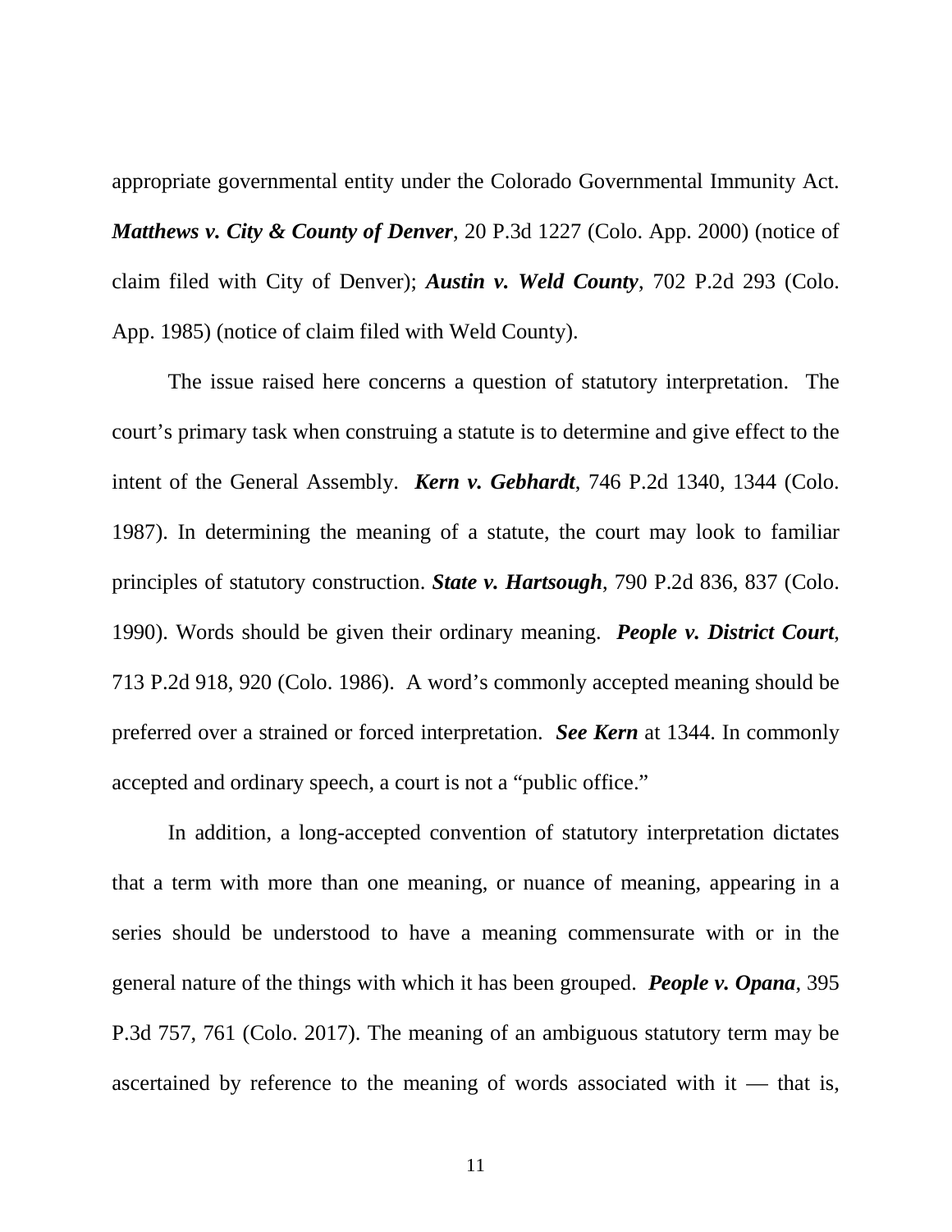appropriate governmental entity under the Colorado Governmental Immunity Act. ***Matthews v. City & County of Denver***, 20 P.3d 1227 (Colo. App. 2000) (notice of claim filed with City of Denver); ***Austin v. Weld County***, 702 P.2d 293 (Colo. App. 1985) (notice of claim filed with Weld County).

The issue raised here concerns a question of statutory interpretation. The court's primary task when construing a statute is to determine and give effect to the intent of the General Assembly. ***Kern v. Gebhardt***, 746 P.2d 1340, 1344 (Colo. 1987). In determining the meaning of a statute, the court may look to familiar principles of statutory construction. ***State v. Hartsough***, 790 P.2d 836, 837 (Colo. 1990). Words should be given their ordinary meaning. ***People v. District Court***, 713 P.2d 918, 920 (Colo. 1986). A word's commonly accepted meaning should be preferred over a strained or forced interpretation. ***See Kern*** at 1344. In commonly accepted and ordinary speech, a court is not a "public office."

In addition, a long-accepted convention of statutory interpretation dictates that a term with more than one meaning, or nuance of meaning, appearing in a series should be understood to have a meaning commensurate with or in the general nature of the things with which it has been grouped. ***People v. Opana***, 395 P.3d 757, 761 (Colo. 2017). The meaning of an ambiguous statutory term may be ascertained by reference to the meaning of words associated with it — that is,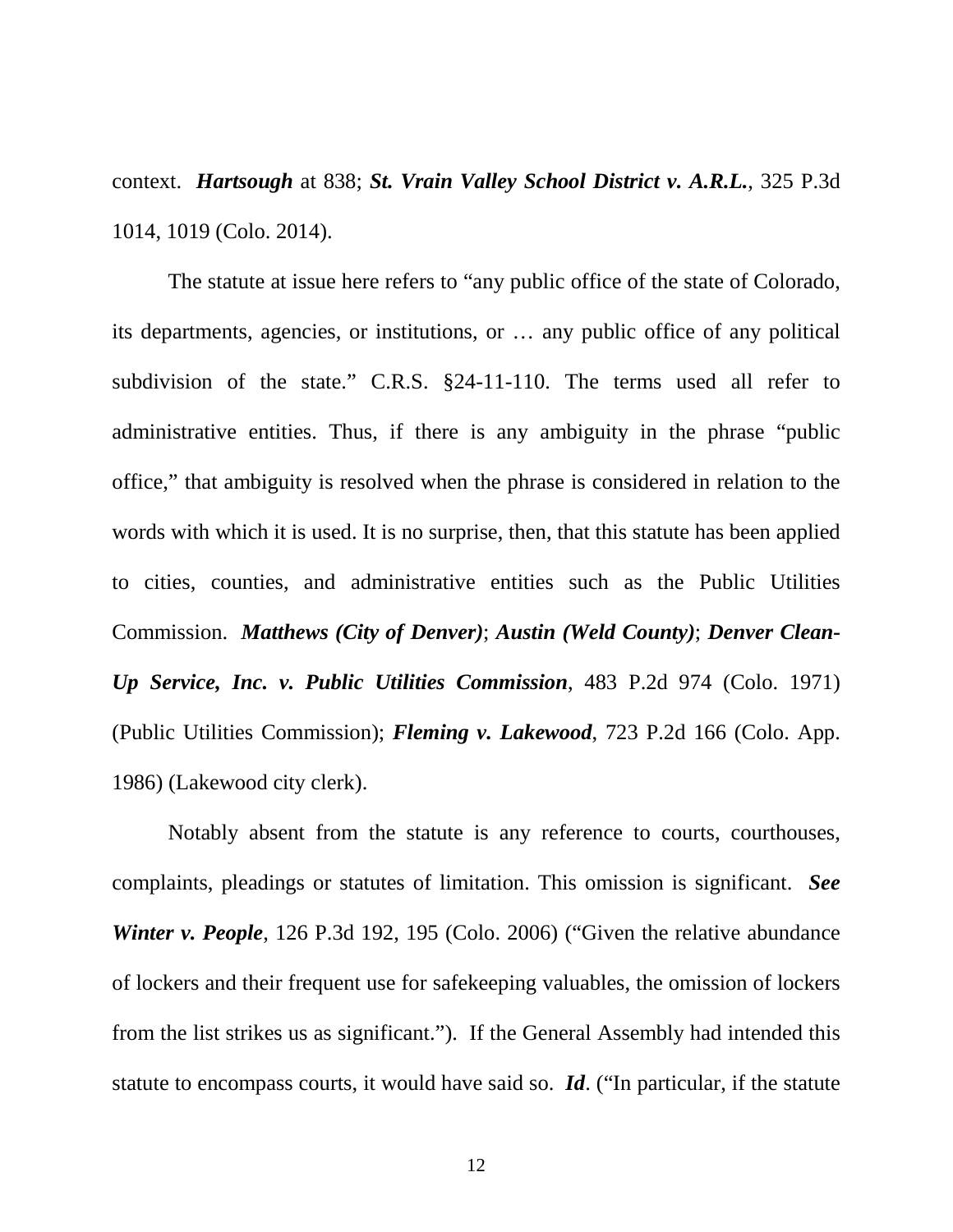context. ***Hartsough*** at 838; ***St. Vrain Valley School District v. A.R.L.***, 325 P.3d 1014, 1019 (Colo. 2014).

The statute at issue here refers to "any public office of the state of Colorado, its departments, agencies, or institutions, or … any public office of any political subdivision of the state." C.R.S. §24-11-110. The terms used all refer to administrative entities. Thus, if there is any ambiguity in the phrase "public office," that ambiguity is resolved when the phrase is considered in relation to the words with which it is used. It is no surprise, then, that this statute has been applied to cities, counties, and administrative entities such as the Public Utilities Commission. ***Matthews (City of Denver)***; ***Austin (Weld County)***; ***Denver Clean-Up Service, Inc. v. Public Utilities Commission***, 483 P.2d 974 (Colo. 1971) (Public Utilities Commission); ***Fleming v. Lakewood***, 723 P.2d 166 (Colo. App. 1986) (Lakewood city clerk).

Notably absent from the statute is any reference to courts, courthouses, complaints, pleadings or statutes of limitation. This omission is significant. ***See Winter v. People***, 126 P.3d 192, 195 (Colo. 2006) ("Given the relative abundance of lockers and their frequent use for safekeeping valuables, the omission of lockers from the list strikes us as significant."). If the General Assembly had intended this statute to encompass courts, it would have said so. ***Id***. ("In particular, if the statute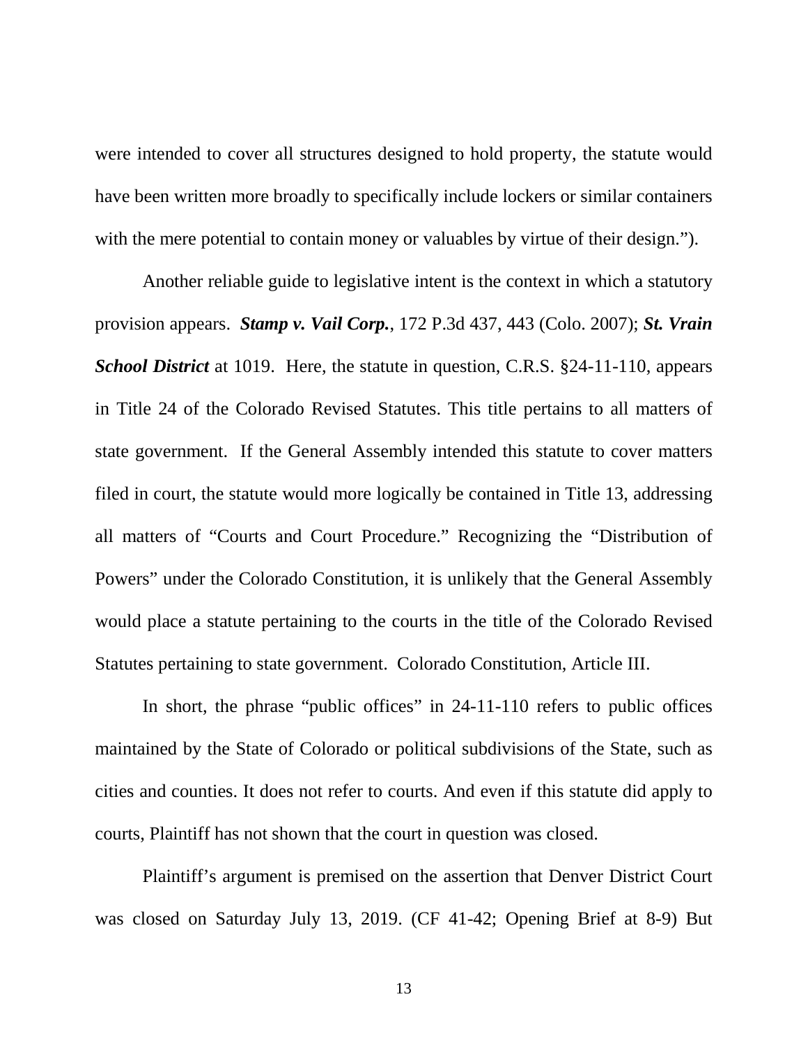were intended to cover all structures designed to hold property, the statute would have been written more broadly to specifically include lockers or similar containers with the mere potential to contain money or valuables by virtue of their design.").

Another reliable guide to legislative intent is the context in which a statutory provision appears. ***Stamp v. Vail Corp.***, 172 P.3d 437, 443 (Colo. 2007); ***St. Vrain School District*** at 1019. Here, the statute in question, C.R.S. §24-11-110, appears in Title 24 of the Colorado Revised Statutes. This title pertains to all matters of state government. If the General Assembly intended this statute to cover matters filed in court, the statute would more logically be contained in Title 13, addressing all matters of "Courts and Court Procedure." Recognizing the "Distribution of Powers" under the Colorado Constitution, it is unlikely that the General Assembly would place a statute pertaining to the courts in the title of the Colorado Revised Statutes pertaining to state government. Colorado Constitution, Article III.

In short, the phrase "public offices" in 24-11-110 refers to public offices maintained by the State of Colorado or political subdivisions of the State, such as cities and counties. It does not refer to courts. And even if this statute did apply to courts, Plaintiff has not shown that the court in question was closed.

Plaintiff's argument is premised on the assertion that Denver District Court was closed on Saturday July 13, 2019. (CF 41-42; Opening Brief at 8-9) But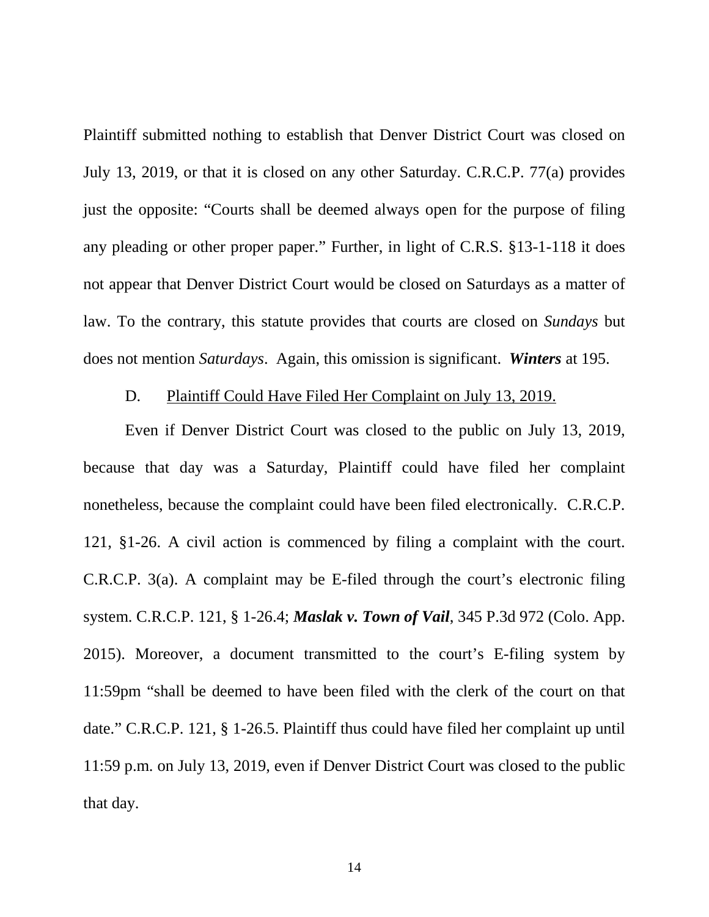Plaintiff submitted nothing to establish that Denver District Court was closed on July 13, 2019, or that it is closed on any other Saturday. C.R.C.P. 77(a) provides just the opposite: "Courts shall be deemed always open for the purpose of filing any pleading or other proper paper." Further, in light of C.R.S. §13-1-118 it does not appear that Denver District Court would be closed on Saturdays as a matter of law. To the contrary, this statute provides that courts are closed on *Sundays* but does not mention *Saturdays*. Again, this omission is significant. ***Winters*** at 195.

D. Plaintiff Could Have Filed Her Complaint on July 13, 2019.

Even if Denver District Court was closed to the public on July 13, 2019, because that day was a Saturday, Plaintiff could have filed her complaint nonetheless, because the complaint could have been filed electronically. C.R.C.P. 121, §1-26. A civil action is commenced by filing a complaint with the court. C.R.C.P. 3(a). A complaint may be E-filed through the court's electronic filing system. C.R.C.P. 121, § 1-26.4; ***Maslak v. Town of Vail***, 345 P.3d 972 (Colo. App. 2015). Moreover, a document transmitted to the court's E-filing system by 11:59pm "shall be deemed to have been filed with the clerk of the court on that date." C.R.C.P. 121, § 1-26.5. Plaintiff thus could have filed her complaint up until 11:59 p.m. on July 13, 2019, even if Denver District Court was closed to the public that day.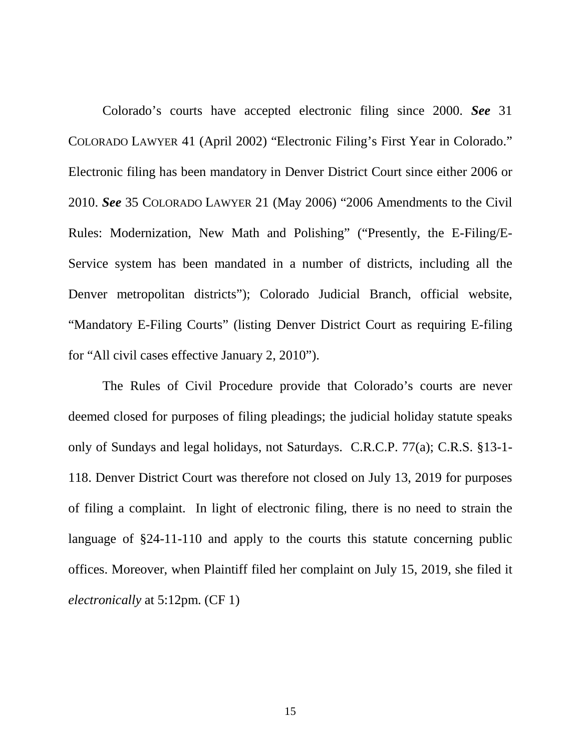Colorado's courts have accepted electronic filing since 2000. ***See*** 31 COLORADO LAWYER 41 (April 2002) "Electronic Filing's First Year in Colorado." Electronic filing has been mandatory in Denver District Court since either 2006 or 2010. ***See*** 35 COLORADO LAWYER 21 (May 2006) "2006 Amendments to the Civil Rules: Modernization, New Math and Polishing" ("Presently, the E-Filing/E-Service system has been mandated in a number of districts, including all the Denver metropolitan districts"); Colorado Judicial Branch, official website, "Mandatory E-Filing Courts" (listing Denver District Court as requiring E-filing for "All civil cases effective January 2, 2010").

The Rules of Civil Procedure provide that Colorado's courts are never deemed closed for purposes of filing pleadings; the judicial holiday statute speaks only of Sundays and legal holidays, not Saturdays. C.R.C.P. 77(a); C.R.S. §13-1-118. Denver District Court was therefore not closed on July 13, 2019 for purposes of filing a complaint. In light of electronic filing, there is no need to strain the language of §24-11-110 and apply to the courts this statute concerning public offices. Moreover, when Plaintiff filed her complaint on July 15, 2019, she filed it *electronically* at 5:12pm. (CF 1)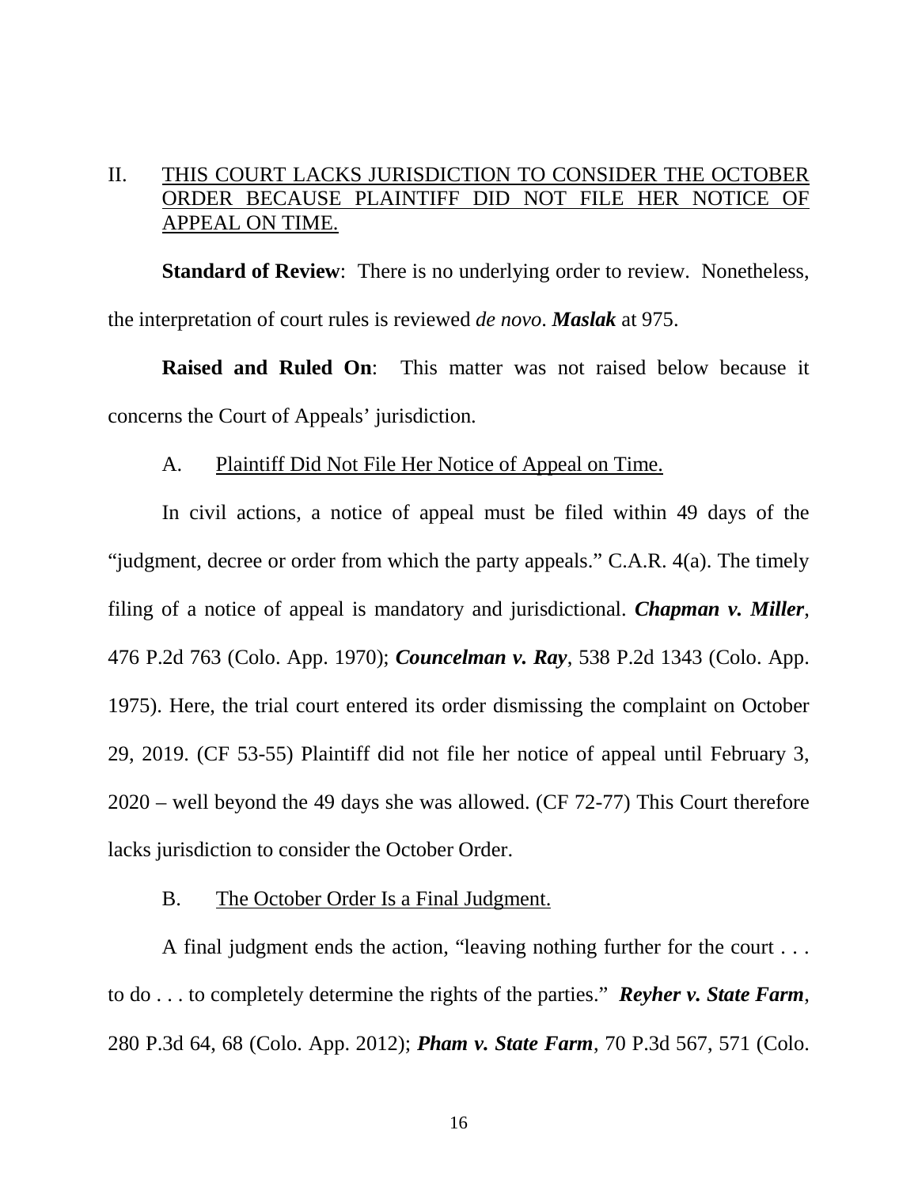## II. <u>THIS COURT LACKS JURISDICTION TO CONSIDER THE OCTOBER ORDER BECAUSE PLAINTIFF DID NOT FILE HER NOTICE OF APPEAL ON TIME.</u>

**Standard of Review**: There is no underlying order to review. Nonetheless, the interpretation of court rules is reviewed *de novo*. ***Maslak*** at 975.

**Raised and Ruled On**: This matter was not raised below because it concerns the Court of Appeals' jurisdiction.

### A. <u>Plaintiff Did Not File Her Notice of Appeal on Time.</u>

In civil actions, a notice of appeal must be filed within 49 days of the "judgment, decree or order from which the party appeals." C.A.R. 4(a). The timely filing of a notice of appeal is mandatory and jurisdictional. ***Chapman v. Miller***, 476 P.2d 763 (Colo. App. 1970); ***Councelman v. Ray***, 538 P.2d 1343 (Colo. App. 1975). Here, the trial court entered its order dismissing the complaint on October 29, 2019. (CF 53-55) Plaintiff did not file her notice of appeal until February 3, 2020 – well beyond the 49 days she was allowed. (CF 72-77) This Court therefore lacks jurisdiction to consider the October Order.

### B. <u>The October Order Is a Final Judgment.</u>

A final judgment ends the action, "leaving nothing further for the court . . . to do . . . to completely determine the rights of the parties." ***Reyher v. State Farm***, 280 P.3d 64, 68 (Colo. App. 2012); ***Pham v. State Farm***, 70 P.3d 567, 571 (Colo.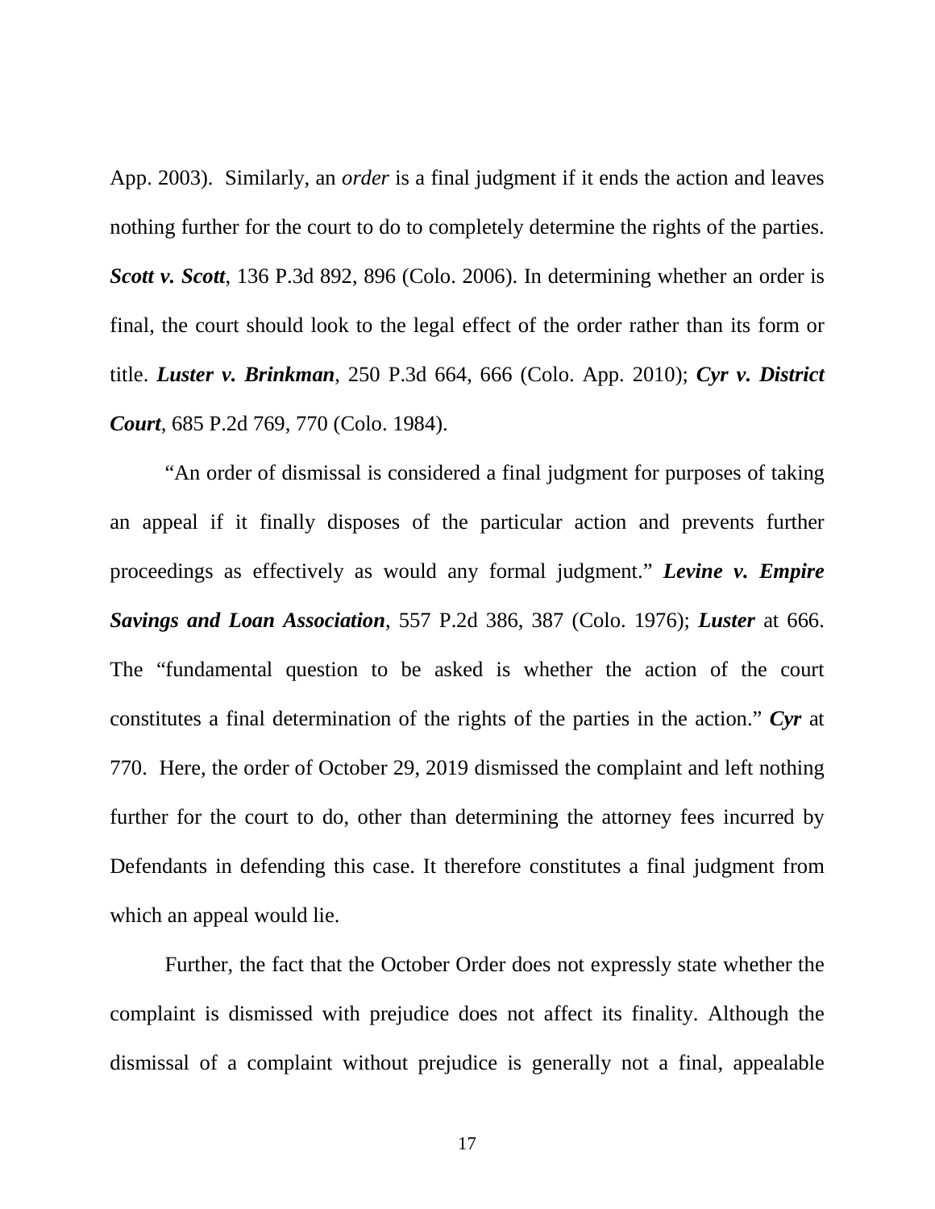App. 2003). Similarly, an *order* is a final judgment if it ends the action and leaves nothing further for the court to do to completely determine the rights of the parties. ***Scott v. Scott***, 136 P.3d 892, 896 (Colo. 2006). In determining whether an order is final, the court should look to the legal effect of the order rather than its form or title. ***Luster v. Brinkman***, 250 P.3d 664, 666 (Colo. App. 2010); ***Cyr v. District Court***, 685 P.2d 769, 770 (Colo. 1984).

"An order of dismissal is considered a final judgment for purposes of taking an appeal if it finally disposes of the particular action and prevents further proceedings as effectively as would any formal judgment." ***Levine v. Empire Savings and Loan Association***, 557 P.2d 386, 387 (Colo. 1976); ***Luster*** at 666. The "fundamental question to be asked is whether the action of the court constitutes a final determination of the rights of the parties in the action." ***Cyr*** at 770. Here, the order of October 29, 2019 dismissed the complaint and left nothing further for the court to do, other than determining the attorney fees incurred by Defendants in defending this case. It therefore constitutes a final judgment from which an appeal would lie.

Further, the fact that the October Order does not expressly state whether the complaint is dismissed with prejudice does not affect its finality. Although the dismissal of a complaint without prejudice is generally not a final, appealable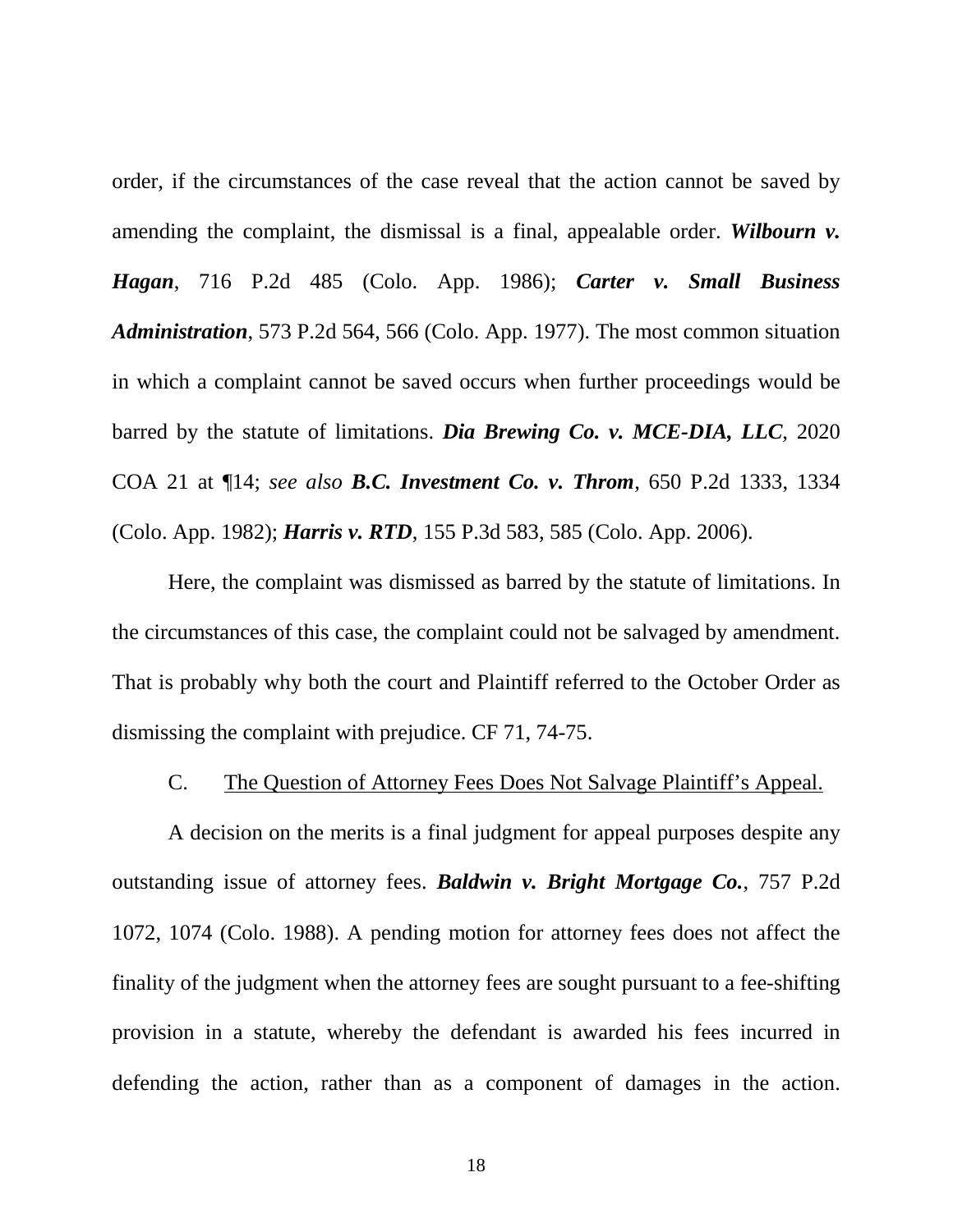order, if the circumstances of the case reveal that the action cannot be saved by amending the complaint, the dismissal is a final, appealable order. ***Wilbourn v. Hagan***, 716 P.2d 485 (Colo. App. 1986); ***Carter v. Small Business Administration***, 573 P.2d 564, 566 (Colo. App. 1977). The most common situation in which a complaint cannot be saved occurs when further proceedings would be barred by the statute of limitations. ***Dia Brewing Co. v. MCE-DIA, LLC***, 2020 COA 21 at ¶14; *see also* ***B.C. Investment Co. v. Throm***, 650 P.2d 1333, 1334 (Colo. App. 1982); ***Harris v. RTD***, 155 P.3d 583, 585 (Colo. App. 2006).

Here, the complaint was dismissed as barred by the statute of limitations. In the circumstances of this case, the complaint could not be salvaged by amendment. That is probably why both the court and Plaintiff referred to the October Order as dismissing the complaint with prejudice. CF 71, 74-75.

C. <u>The Question of Attorney Fees Does Not Salvage Plaintiff's Appeal.</u>

A decision on the merits is a final judgment for appeal purposes despite any outstanding issue of attorney fees. ***Baldwin v. Bright Mortgage Co.***, 757 P.2d 1072, 1074 (Colo. 1988). A pending motion for attorney fees does not affect the finality of the judgment when the attorney fees are sought pursuant to a fee-shifting provision in a statute, whereby the defendant is awarded his fees incurred in defending the action, rather than as a component of damages in the action.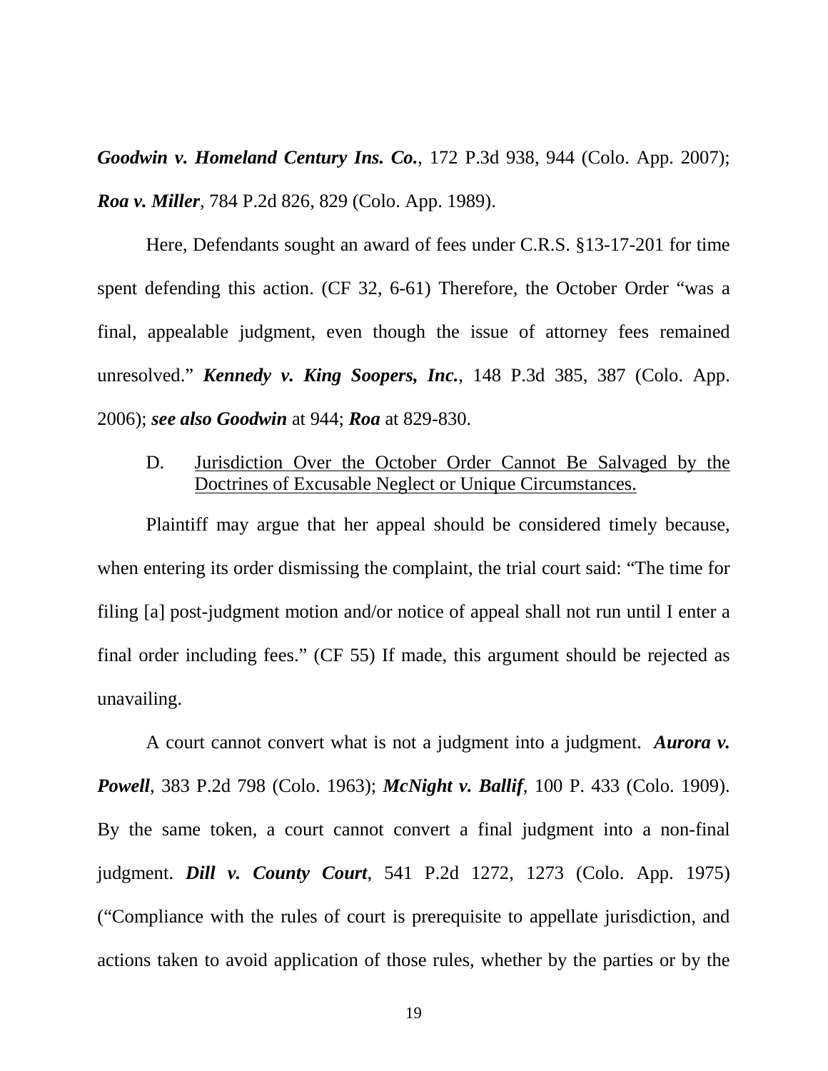***Goodwin v. Homeland Century Ins. Co.***, 172 P.3d 938, 944 (Colo. App. 2007); ***Roa v. Miller***, 784 P.2d 826, 829 (Colo. App. 1989).

Here, Defendants sought an award of fees under C.R.S. §13-17-201 for time spent defending this action. (CF 32, 6-61) Therefore, the October Order "was a final, appealable judgment, even though the issue of attorney fees remained unresolved." ***Kennedy v. King Soopers, Inc.***, 148 P.3d 385, 387 (Colo. App. 2006); ***see also Goodwin*** at 944; ***Roa*** at 829-830.

D. <u>Jurisdiction Over the October Order Cannot Be Salvaged by the Doctrines of Excusable Neglect or Unique Circumstances.</u>

Plaintiff may argue that her appeal should be considered timely because, when entering its order dismissing the complaint, the trial court said: "The time for filing [a] post-judgment motion and/or notice of appeal shall not run until I enter a final order including fees." (CF 55) If made, this argument should be rejected as unavailing.

A court cannot convert what is not a judgment into a judgment. ***Aurora v. Powell***, 383 P.2d 798 (Colo. 1963); ***McNight v. Ballif***, 100 P. 433 (Colo. 1909). By the same token, a court cannot convert a final judgment into a non-final judgment. ***Dill v. County Court***, 541 P.2d 1272, 1273 (Colo. App. 1975) ("Compliance with the rules of court is prerequisite to appellate jurisdiction, and actions taken to avoid application of those rules, whether by the parties or by the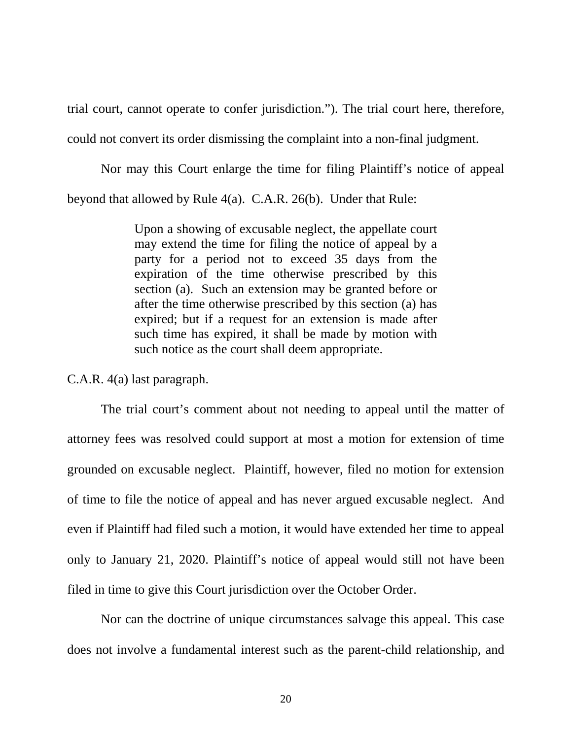trial court, cannot operate to confer jurisdiction."). The trial court here, therefore, could not convert its order dismissing the complaint into a non-final judgment.

Nor may this Court enlarge the time for filing Plaintiff's notice of appeal beyond that allowed by Rule 4(a). C.A.R. 26(b). Under that Rule:

> Upon a showing of excusable neglect, the appellate court may extend the time for filing the notice of appeal by a party for a period not to exceed 35 days from the expiration of the time otherwise prescribed by this section (a). Such an extension may be granted before or after the time otherwise prescribed by this section (a) has expired; but if a request for an extension is made after such time has expired, it shall be made by motion with such notice as the court shall deem appropriate.

C.A.R. 4(a) last paragraph.

The trial court's comment about not needing to appeal until the matter of attorney fees was resolved could support at most a motion for extension of time grounded on excusable neglect. Plaintiff, however, filed no motion for extension of time to file the notice of appeal and has never argued excusable neglect. And even if Plaintiff had filed such a motion, it would have extended her time to appeal only to January 21, 2020. Plaintiff's notice of appeal would still not have been filed in time to give this Court jurisdiction over the October Order.

Nor can the doctrine of unique circumstances salvage this appeal. This case does not involve a fundamental interest such as the parent-child relationship, and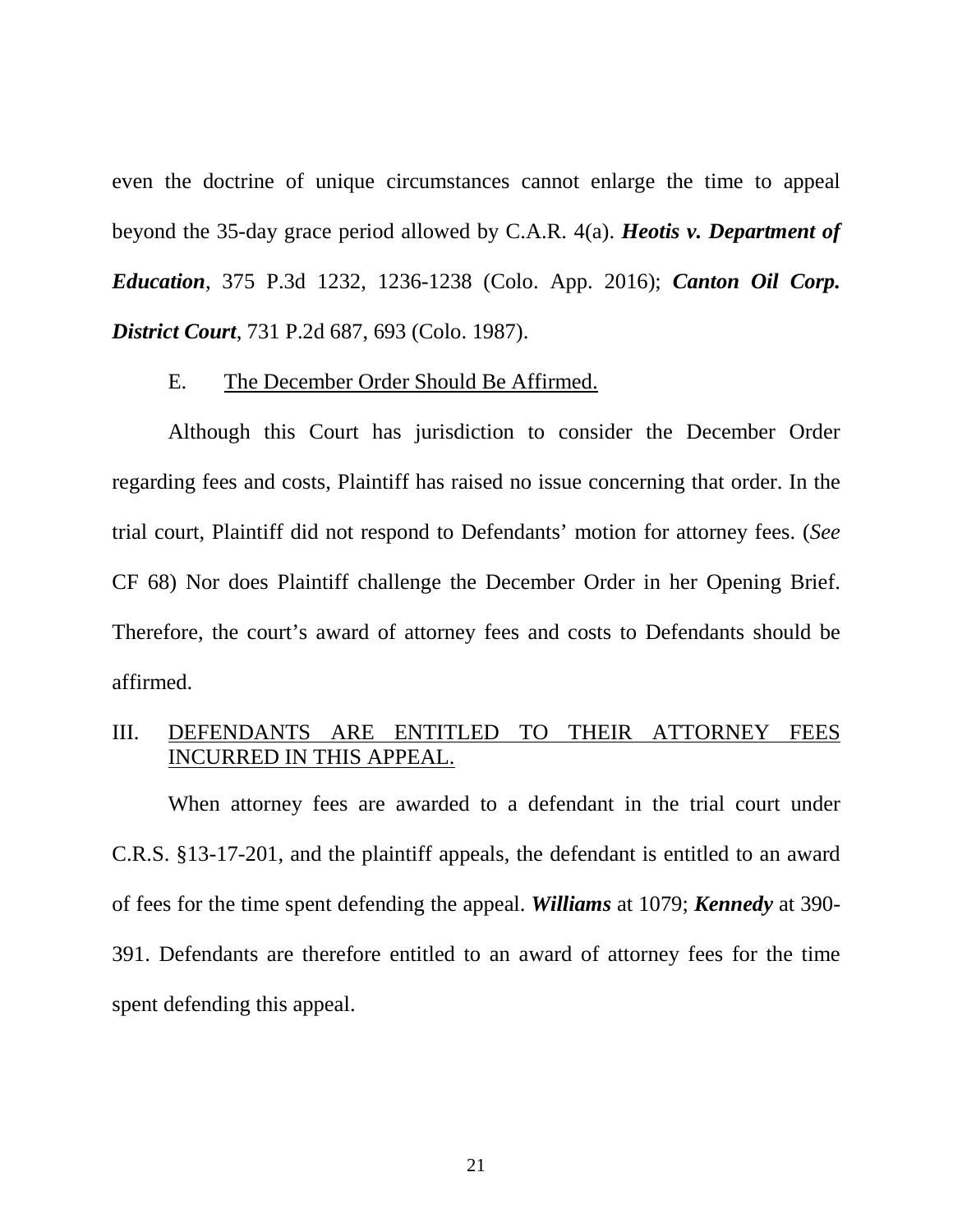even the doctrine of unique circumstances cannot enlarge the time to appeal beyond the 35-day grace period allowed by C.A.R. 4(a). ***Heotis v. Department of Education***, 375 P.3d 1232, 1236-1238 (Colo. App. 2016); ***Canton Oil Corp. District Court***, 731 P.2d 687, 693 (Colo. 1987).

### E. <u>The December Order Should Be Affirmed.</u>

Although this Court has jurisdiction to consider the December Order regarding fees and costs, Plaintiff has raised no issue concerning that order. In the trial court, Plaintiff did not respond to Defendants' motion for attorney fees. (*See* CF 68) Nor does Plaintiff challenge the December Order in her Opening Brief. Therefore, the court's award of attorney fees and costs to Defendants should be affirmed.

## III. <u>DEFENDANTS ARE ENTITLED TO THEIR ATTORNEY FEES INCURRED IN THIS APPEAL.</u>

When attorney fees are awarded to a defendant in the trial court under C.R.S. §13-17-201, and the plaintiff appeals, the defendant is entitled to an award of fees for the time spent defending the appeal. ***Williams*** at 1079; ***Kennedy*** at 390-391. Defendants are therefore entitled to an award of attorney fees for the time spent defending this appeal.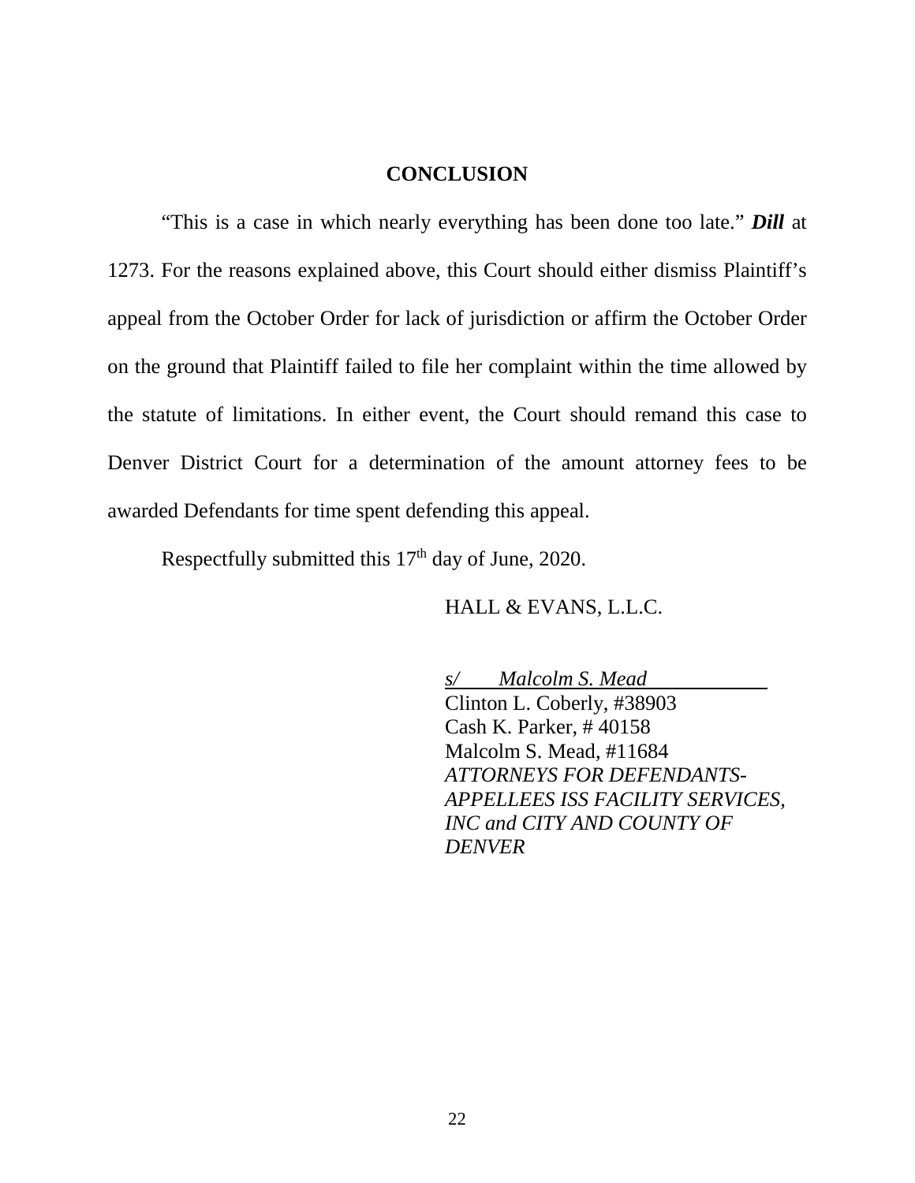## CONCLUSION

"This is a case in which nearly everything has been done too late." ***Dill*** at 1273. For the reasons explained above, this Court should either dismiss Plaintiff's appeal from the October Order for lack of jurisdiction or affirm the October Order on the ground that Plaintiff failed to file her complaint within the time allowed by the statute of limitations. In either event, the Court should remand this case to Denver District Court for a determination of the amount attorney fees to be awarded Defendants for time spent defending this appeal.

Respectfully submitted this 17th day of June, 2020.

HALL & EVANS, L.L.C.

*s/ Malcolm S. Mead*
Clinton L. Coberly, #38903
Cash K. Parker, # 40158
Malcolm S. Mead, #11684
*ATTORNEYS FOR DEFENDANTS-APPELLEES ISS FACILITY SERVICES, INC and CITY AND COUNTY OF DENVER*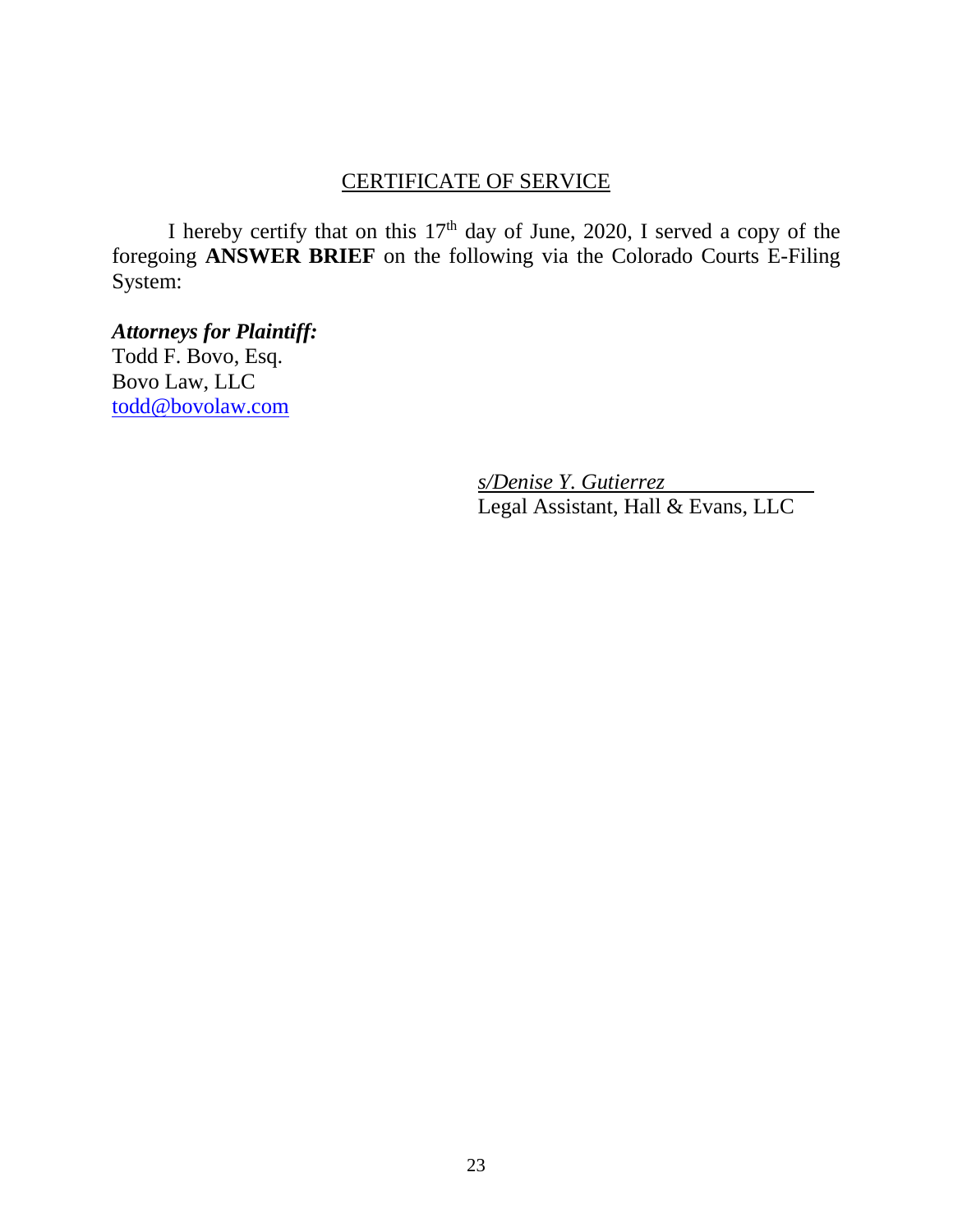## CERTIFICATE OF SERVICE

I hereby certify that on this 17th day of June, 2020, I served a copy of the foregoing **ANSWER BRIEF** on the following via the Colorado Courts E-Filing System:

***Attorneys for Plaintiff:***
Todd F. Bovo, Esq.
Bovo Law, LLC
todd@bovolaw.com

*s/Denise Y. Gutierrez*
Legal Assistant, Hall & Evans, LLC